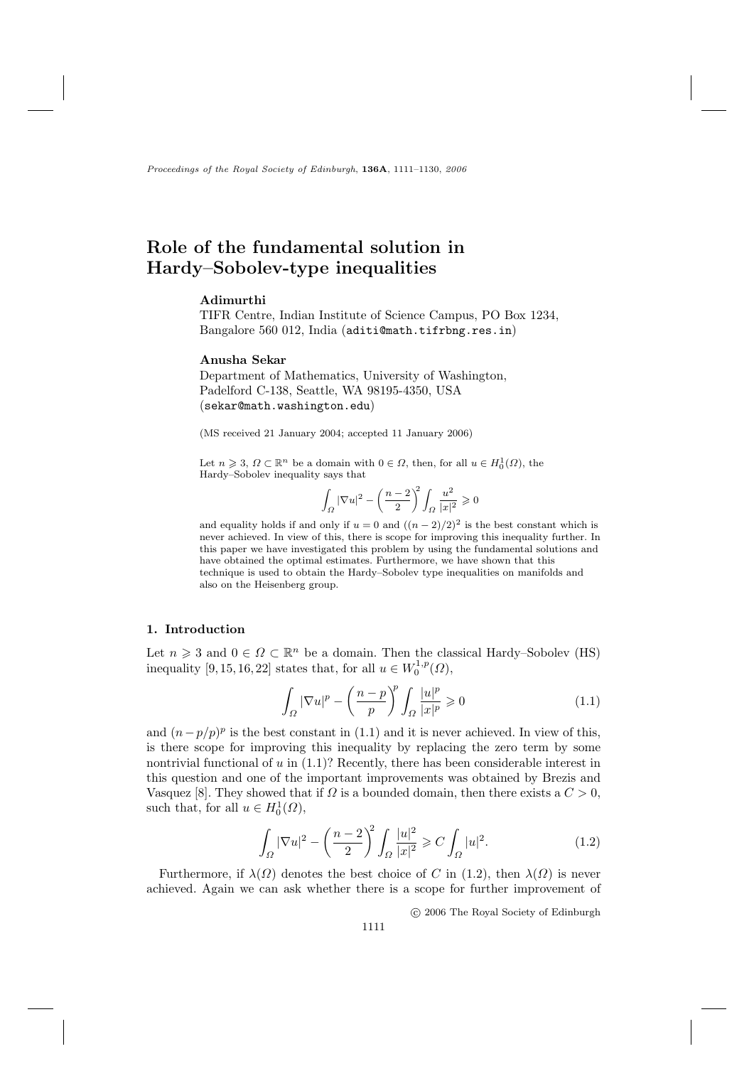# Role of the fundamental solution in Hardy–Sobolev-type inequalities

**Adimurthi**
TIFR Centre, Indian Institute of Science Campus, PO Box 1234, Bangalore 560 012, India (aditi@math.tifrbng.res.in)

**Anusha Sekar**
Department of Mathematics, University of Washington, Padelford C-138, Seattle, WA 98195-4350, USA (sekar@math.washington.edu)

(MS received 21 January 2004; accepted 11 January 2006)

Let $n \geqslant 3$, $\Omega \subset \mathbb{R}^n$ be a domain with $0 \in \Omega$, then, for all $u \in H_0^1(\Omega)$, the Hardy–Sobolev inequality says that

$$\int_\Omega |\nabla u|^2 - \left(\frac{n-2}{2}\right)^2 \int_\Omega \frac{u^2}{|x|^2} \geqslant 0$$

and equality holds if and only if $u = 0$ and $((n-2)/2)^2$ is the best constant which is never achieved. In view of this, there is scope for improving this inequality further. In this paper we have investigated this problem by using the fundamental solutions and have obtained the optimal estimates. Furthermore, we have shown that this technique is used to obtain the Hardy–Sobolev type inequalities on manifolds and also on the Heisenberg group.

## 1. Introduction

Let $n \geqslant 3$ and $0 \in \Omega \subset \mathbb{R}^n$ be a domain. Then the classical Hardy–Sobolev (HS) inequality [9, 15, 16, 22] states that, for all $u \in W_0^{1,p}(\Omega)$,

$$\int_\Omega |\nabla u|^p - \left(\frac{n-p}{p}\right)^p \int_\Omega \frac{|u|^p}{|x|^p} \geqslant 0 \tag{1.1}$$

and $(n - p/p)^p$ is the best constant in (1.1) and it is never achieved. In view of this, is there scope for improving this inequality by replacing the zero term by some nontrivial functional of $u$ in (1.1)? Recently, there has been considerable interest in this question and one of the important improvements was obtained by Brezis and Vasquez [8]. They showed that if $\Omega$ is a bounded domain, then there exists a $C > 0$, such that, for all $u \in H_0^1(\Omega)$,

$$\int_\Omega |\nabla u|^2 - \left(\frac{n-2}{2}\right)^2 \int_\Omega \frac{|u|^2}{|x|^2} \geqslant C \int_\Omega |u|^2. \tag{1.2}$$

Furthermore, if $\lambda(\Omega)$ denotes the best choice of $C$ in (1.2), then $\lambda(\Omega)$ is never achieved. Again we can ask whether there is a scope for further improvement of

© 2006 The Royal Society of Edinburgh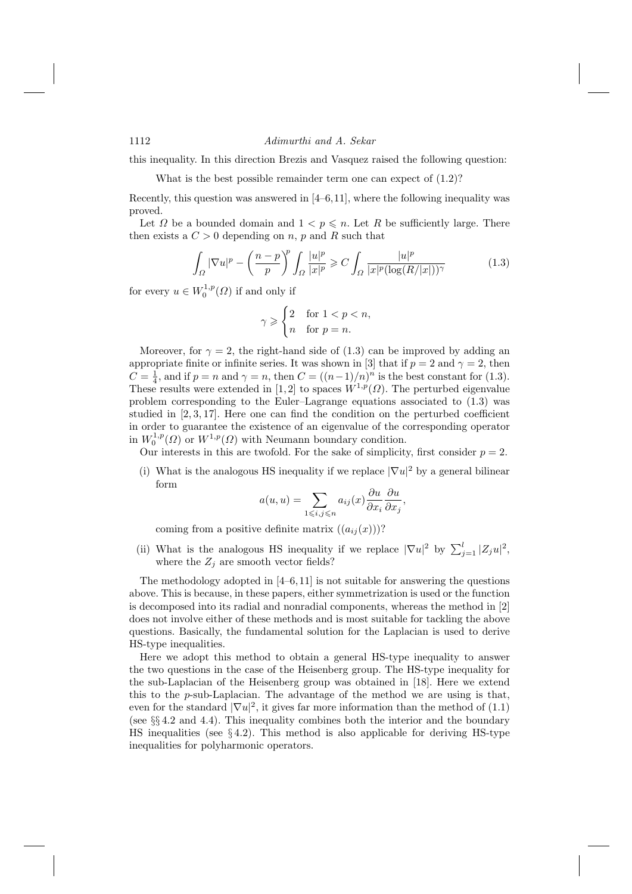this inequality. In this direction Brezis and Vasquez raised the following question:

What is the best possible remainder term one can expect of (1.2)?

Recently, this question was answered in [4–6,11], where the following inequality was proved.

Let $\Omega$ be a bounded domain and $1 < p \leqslant n$. Let $R$ be sufficiently large. There then exists a $C > 0$ depending on $n$, $p$ and $R$ such that

$$\int_\Omega |\nabla u|^p - \left(\frac{n-p}{p}\right)^p \int_\Omega \frac{|u|^p}{|x|^p} \geqslant C \int_\Omega \frac{|u|^p}{|x|^p (\log(R/|x|))^\gamma} \tag{1.3}$$

for every $u \in W_0^{1,p}(\Omega)$ if and only if

$$\gamma \geqslant \begin{cases} 2 & \text{for } 1 < p < n, \\ n & \text{for } p = n. \end{cases}$$

Moreover, for $\gamma = 2$, the right-hand side of (1.3) can be improved by adding an appropriate finite or infinite series. It was shown in [3] that if $p = 2$ and $\gamma = 2$, then $C = \frac{1}{4}$, and if $p = n$ and $\gamma = n$, then $C = ((n-1)/n)^n$ is the best constant for (1.3). These results were extended in [1,2] to spaces $W^{1,p}(\Omega)$. The perturbed eigenvalue problem corresponding to the Euler–Lagrange equations associated to (1.3) was studied in [2,3,17]. Here one can find the condition on the perturbed coefficient in order to guarantee the existence of an eigenvalue of the corresponding operator in $W_0^{1,p}(\Omega)$ or $W^{1,p}(\Omega)$ with Neumann boundary condition.

Our interests in this are twofold. For the sake of simplicity, first consider $p = 2$.

(i) What is the analogous HS inequality if we replace $|\nabla u|^2$ by a general bilinear form

$$a(u,u) = \sum_{1 \leqslant i,j \leqslant n} a_{ij}(x) \frac{\partial u}{\partial x_i} \frac{\partial u}{\partial x_j},$$

coming from a positive definite matrix $((a_{ij}(x)))$?

(ii) What is the analogous HS inequality if we replace $|\nabla u|^2$ by $\sum_{j=1}^{l} |Z_j u|^2$, where the $Z_j$ are smooth vector fields?

The methodology adopted in [4–6,11] is not suitable for answering the questions above. This is because, in these papers, either symmetrization is used or the function is decomposed into its radial and nonradial components, whereas the method in [2] does not involve either of these methods and is most suitable for tackling the above questions. Basically, the fundamental solution for the Laplacian is used to derive HS-type inequalities.

Here we adopt this method to obtain a general HS-type inequality to answer the two questions in the case of the Heisenberg group. The HS-type inequality for the sub-Laplacian of the Heisenberg group was obtained in [18]. Here we extend this to the $p$-sub-Laplacian. The advantage of the method we are using is that, even for the standard $|\nabla u|^2$, it gives far more information than the method of (1.1) (see §§ 4.2 and 4.4). This inequality combines both the interior and the boundary HS inequalities (see § 4.2). This method is also applicable for deriving HS-type inequalities for polyharmonic operators.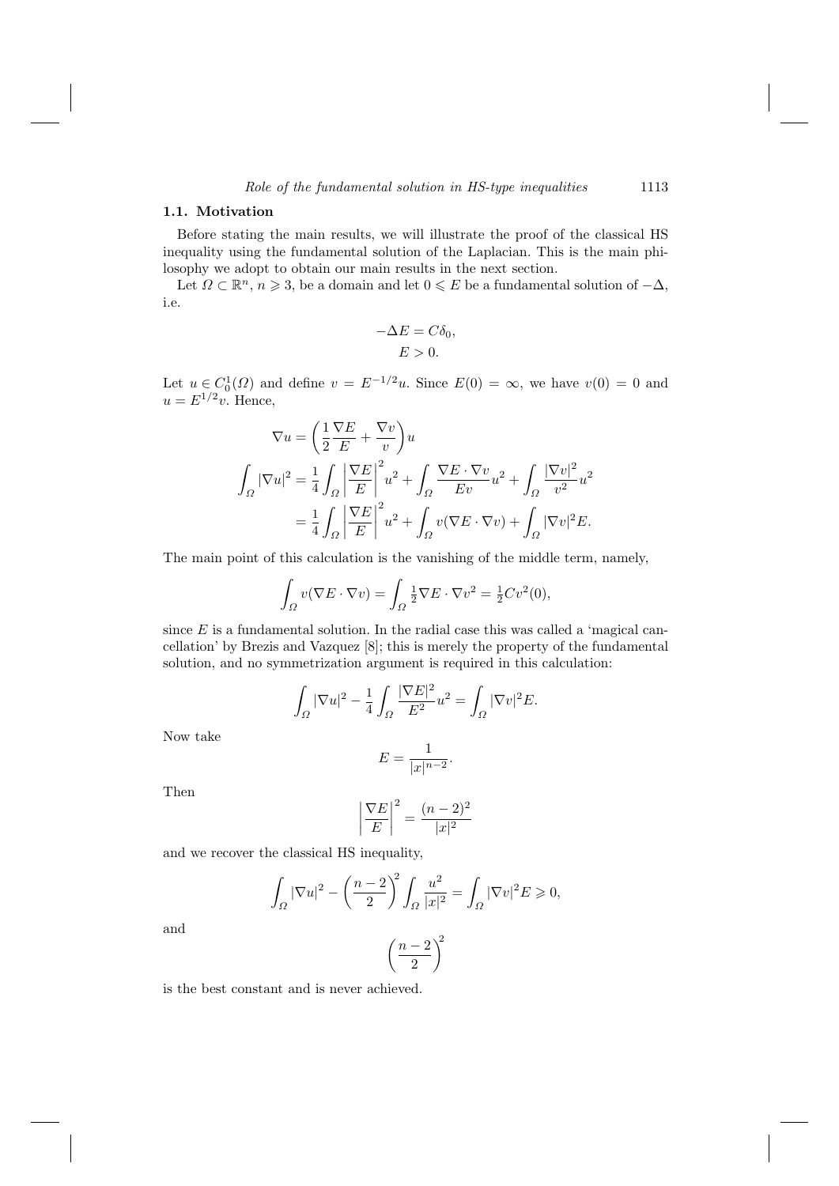### 1.1. Motivation

Before stating the main results, we will illustrate the proof of the classical HS inequality using the fundamental solution of the Laplacian. This is the main philosophy we adopt to obtain our main results in the next section.

Let $\Omega \subset \mathbb{R}^n$, $n \geqslant 3$, be a domain and let $0 \leqslant E$ be a fundamental solution of $-\Delta$, i.e.

$$-\Delta E = C\delta_0,$$
$$E > 0.$$

Let $u \in C_0^1(\Omega)$ and define $v = E^{-1/2}u$. Since $E(0) = \infty$, we have $v(0) = 0$ and $u = E^{1/2}v$. Hence,

$$\nabla u = \left(\frac{1}{2}\frac{\nabla E}{E} + \frac{\nabla v}{v}\right)u$$

$$\int_\Omega |\nabla u|^2 = \frac{1}{4}\int_\Omega \left|\frac{\nabla E}{E}\right|^2 u^2 + \int_\Omega \frac{\nabla E \cdot \nabla v}{Ev}u^2 + \int_\Omega \frac{|\nabla v|^2}{v^2}u^2$$

$$= \frac{1}{4}\int_\Omega \left|\frac{\nabla E}{E}\right|^2 u^2 + \int_\Omega v(\nabla E \cdot \nabla v) + \int_\Omega |\nabla v|^2 E.$$

The main point of this calculation is the vanishing of the middle term, namely,

$$\int_\Omega v(\nabla E \cdot \nabla v) = \int_\Omega \tfrac{1}{2}\nabla E \cdot \nabla v^2 = \tfrac{1}{2}Cv^2(0),$$

since $E$ is a fundamental solution. In the radial case this was called a 'magical cancellation' by Brezis and Vazquez [8]; this is merely the property of the fundamental solution, and no symmetrization argument is required in this calculation:

$$\int_\Omega |\nabla u|^2 - \frac{1}{4}\int_\Omega \frac{|\nabla E|^2}{E^2}u^2 = \int_\Omega |\nabla v|^2 E.$$

Now take

$$E = \frac{1}{|x|^{n-2}}.$$

Then

$$\left|\frac{\nabla E}{E}\right|^2 = \frac{(n-2)^2}{|x|^2}$$

and we recover the classical HS inequality,

$$\int_\Omega |\nabla u|^2 - \left(\frac{n-2}{2}\right)^2 \int_\Omega \frac{u^2}{|x|^2} = \int_\Omega |\nabla v|^2 E \geqslant 0,$$

and

$$\left(\frac{n-2}{2}\right)^2$$

is the best constant and is never achieved.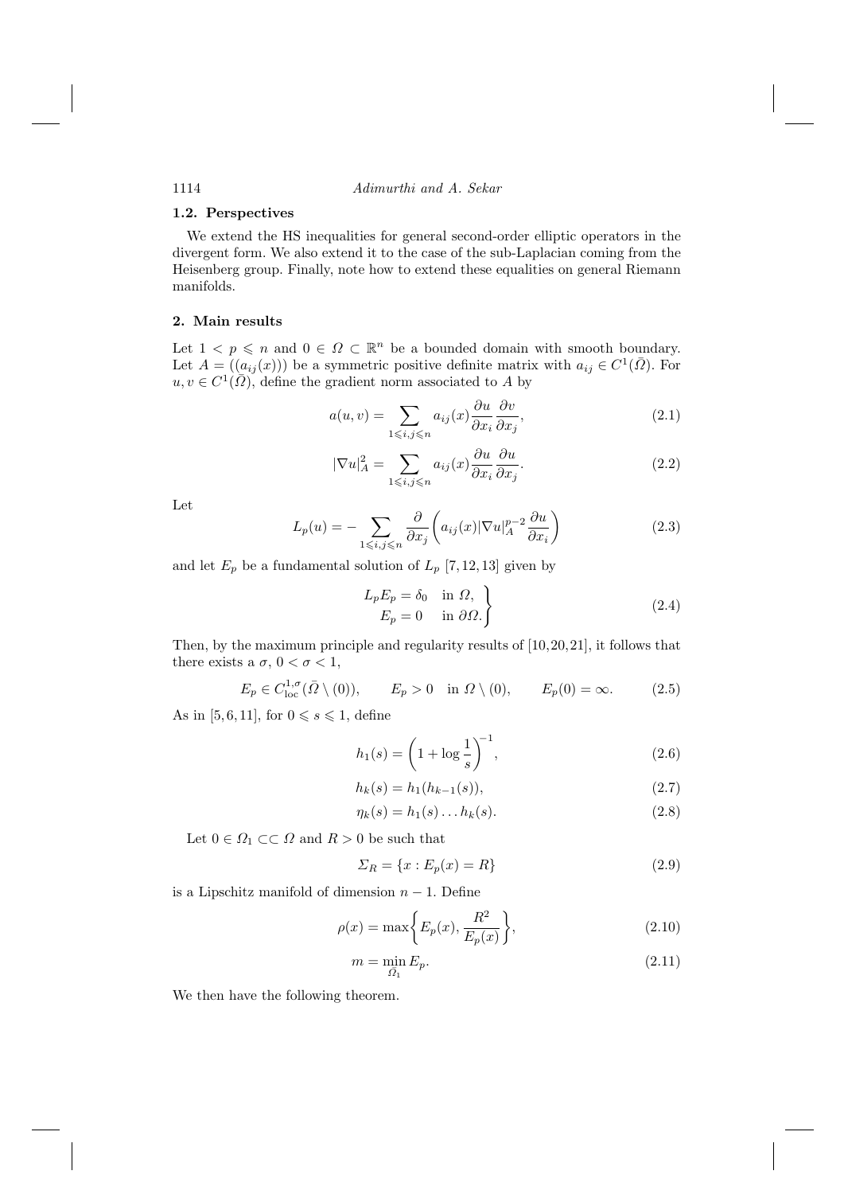### 1.2. Perspectives

We extend the HS inequalities for general second-order elliptic operators in the divergent form. We also extend it to the case of the sub-Laplacian coming from the Heisenberg group. Finally, note how to extend these equalities on general Riemann manifolds.

## 2. Main results

Let $1 < p \leqslant n$ and $0 \in \Omega \subset \mathbb{R}^n$ be a bounded domain with smooth boundary. Let $A = ((a_{ij}(x)))$ be a symmetric positive definite matrix with $a_{ij} \in C^1(\bar{\Omega})$. For $u, v \in C^1(\bar{\Omega})$, define the gradient norm associated to $A$ by

$$a(u,v) = \sum_{1 \leqslant i,j \leqslant n} a_{ij}(x) \frac{\partial u}{\partial x_i} \frac{\partial v}{\partial x_j}, \tag{2.1}$$

$$|\nabla u|_A^2 = \sum_{1 \leqslant i,j \leqslant n} a_{ij}(x) \frac{\partial u}{\partial x_i} \frac{\partial u}{\partial x_j}. \tag{2.2}$$

Let

$$L_p(u) = - \sum_{1 \leqslant i,j \leqslant n} \frac{\partial}{\partial x_j} \left( a_{ij}(x) |\nabla u|_A^{p-2} \frac{\partial u}{\partial x_i} \right) \tag{2.3}$$

and let $E_p$ be a fundamental solution of $L_p$ [7, 12, 13] given by

$$\left. \begin{aligned} L_p E_p &= \delta_0 \quad \text{in } \Omega, \\ E_p &= 0 \quad \text{in } \partial\Omega. \end{aligned} \right\} \tag{2.4}$$

Then, by the maximum principle and regularity results of [10, 20, 21], it follows that there exists a $\sigma$, $0 < \sigma < 1$,

$$E_p \in C^{1,\sigma}_{\text{loc}}(\bar{\Omega} \setminus (0)), \qquad E_p > 0 \quad \text{in } \Omega \setminus (0), \qquad E_p(0) = \infty. \tag{2.5}$$

As in [5, 6, 11], for $0 \leqslant s \leqslant 1$, define

$$h_1(s) = \left( 1 + \log \frac{1}{s} \right)^{-1}, \tag{2.6}$$

$$h_k(s) = h_1(h_{k-1}(s)), \tag{2.7}$$

$$\eta_k(s) = h_1(s) \dots h_k(s). \tag{2.8}$$

Let $0 \in \Omega_1 \subset\subset \Omega$ and $R > 0$ be such that

$$\Sigma_R = \{x : E_p(x) = R\} \tag{2.9}$$

is a Lipschitz manifold of dimension $n - 1$. Define

$$\rho(x) = \max\left\{ E_p(x), \frac{R^2}{E_p(x)} \right\}, \tag{2.10}$$

$$m = \min_{\bar{\Omega}_1} E_p. \tag{2.11}$$

We then have the following theorem.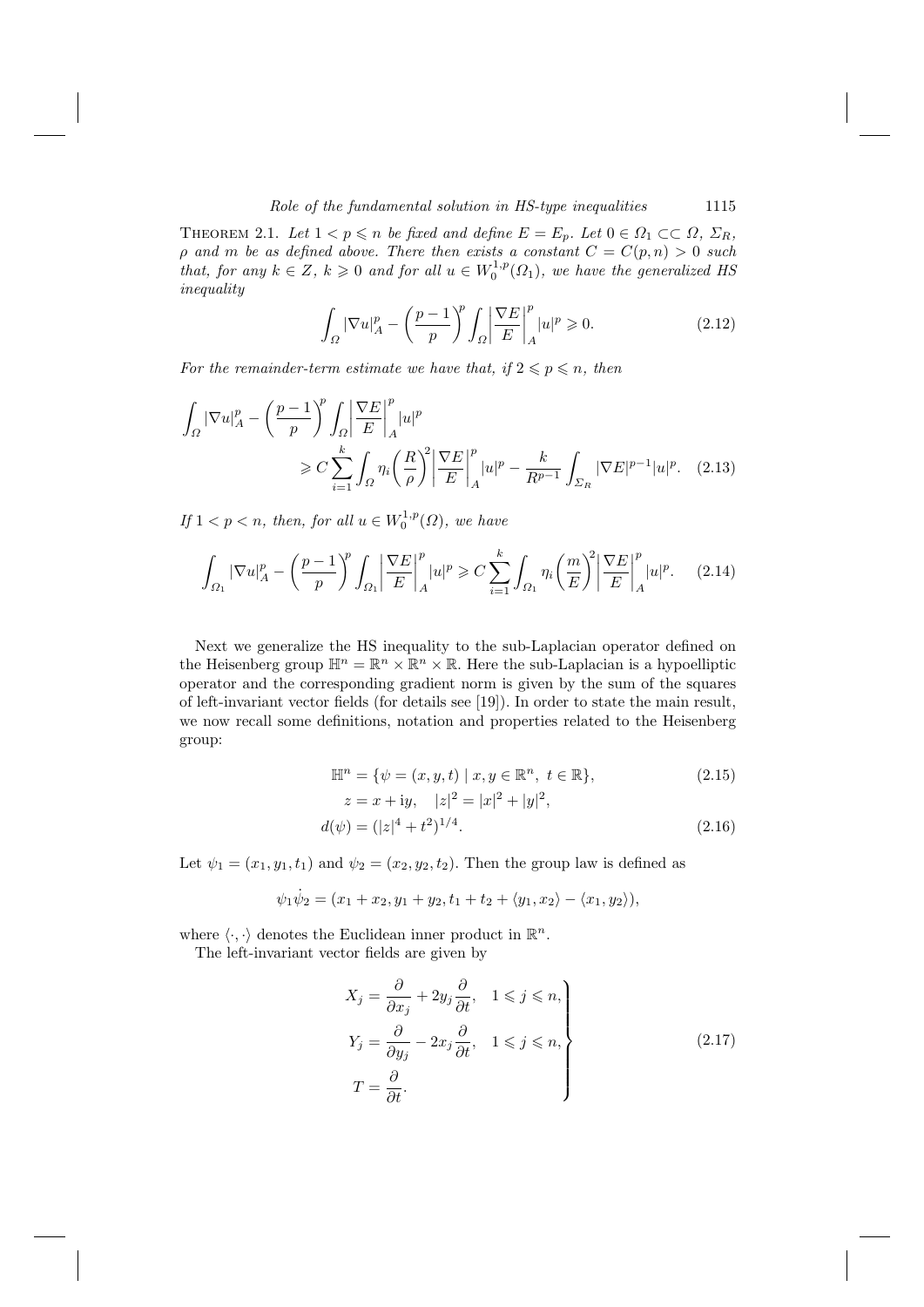THEOREM 2.1. *Let $1 < p \leqslant n$ be fixed and define $E = E_p$. Let $0 \in \Omega_1 \subset\subset \Omega$, $\Sigma_R$, $\rho$ and $m$ be as defined above. There then exists a constant $C = C(p, n) > 0$ such that, for any $k \in Z$, $k \geqslant 0$ and for all $u \in W_0^{1,p}(\Omega_1)$, we have the generalized HS inequality*

$$\int_{\Omega} |\nabla u|_A^p - \left(\frac{p-1}{p}\right)^p \int_{\Omega} \left|\frac{\nabla E}{E}\right|_A^p |u|^p \geqslant 0. \tag{2.12}$$

*For the remainder-term estimate we have that, if $2 \leqslant p \leqslant n$, then*

$$\int_{\Omega} |\nabla u|_A^p - \left(\frac{p-1}{p}\right)^p \int_{\Omega} \left|\frac{\nabla E}{E}\right|_A^p |u|^p \geqslant C \sum_{i=1}^{k} \int_{\Omega} \eta_i \left(\frac{R}{\rho}\right)^2 \left|\frac{\nabla E}{E}\right|_A^p |u|^p - \frac{k}{R^{p-1}} \int_{\Sigma_R} |\nabla E|^{p-1} |u|^p. \tag{2.13}$$

*If $1 < p < n$, then, for all $u \in W_0^{1,p}(\Omega)$, we have*

$$\int_{\Omega_1} |\nabla u|_A^p - \left(\frac{p-1}{p}\right)^p \int_{\Omega_1} \left|\frac{\nabla E}{E}\right|_A^p |u|^p \geqslant C \sum_{i=1}^{k} \int_{\Omega_1} \eta_i \left(\frac{m}{E}\right)^2 \left|\frac{\nabla E}{E}\right|_A^p |u|^p. \tag{2.14}$$

Next we generalize the HS inequality to the sub-Laplacian operator defined on the Heisenberg group $\mathbb{H}^n = \mathbb{R}^n \times \mathbb{R}^n \times \mathbb{R}$. Here the sub-Laplacian is a hypoelliptic operator and the corresponding gradient norm is given by the sum of the squares of left-invariant vector fields (for details see [19]). In order to state the main result, we now recall some definitions, notation and properties related to the Heisenberg group:

$$\mathbb{H}^n = \{\psi = (x, y, t) \mid x, y \in \mathbb{R}^n,\ t \in \mathbb{R}\}, \tag{2.15}$$

$$z = x + \mathrm{i}y, \quad |z|^2 = |x|^2 + |y|^2,$$

$$d(\psi) = (|z|^4 + t^2)^{1/4}. \tag{2.16}$$

Let $\psi_1 = (x_1, y_1, t_1)$ and $\psi_2 = (x_2, y_2, t_2)$. Then the group law is defined as

$$\psi_1 \dot{\psi}_2 = (x_1 + x_2, y_1 + y_2, t_1 + t_2 + \langle y_1, x_2 \rangle - \langle x_1, y_2 \rangle),$$

where $\langle \cdot, \cdot \rangle$ denotes the Euclidean inner product in $\mathbb{R}^n$.

The left-invariant vector fields are given by

$$\left.\begin{aligned} X_j &= \frac{\partial}{\partial x_j} + 2y_j \frac{\partial}{\partial t}, \quad 1 \leqslant j \leqslant n, \\ Y_j &= \frac{\partial}{\partial y_j} - 2x_j \frac{\partial}{\partial t}, \quad 1 \leqslant j \leqslant n, \\ T &= \frac{\partial}{\partial t}. \end{aligned}\right\} \tag{2.17}$$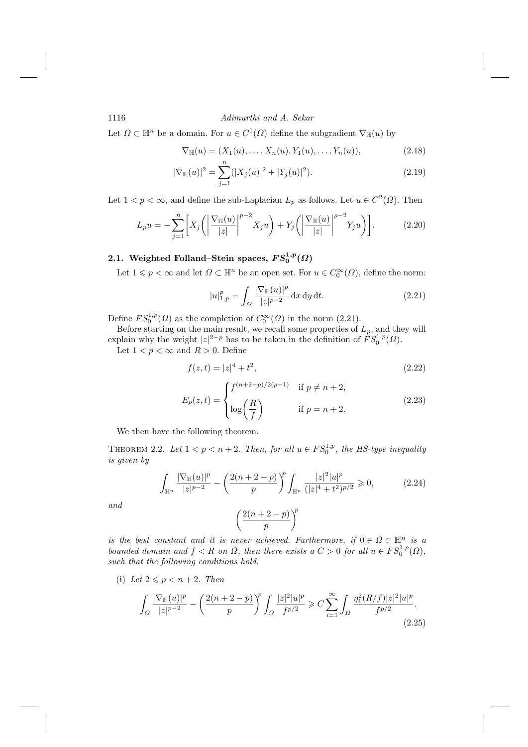Let $\varOmega \subset \mathbb{H}^n$ be a domain. For $u \in C^1(\varOmega)$ define the subgradient $\nabla_{\mathbb{H}}(u)$ by

$$\nabla_{\mathbb{H}}(u) = (X_1(u), \dots, X_n(u), Y_1(u), \dots, Y_n(u)), \tag{2.18}$$

$$|\nabla_{\mathbb{H}}(u)|^2 = \sum_{j=1}^{n} (|X_j(u)|^2 + |Y_j(u)|^2). \tag{2.19}$$

Let $1 < p < \infty$, and define the sub-Laplacian $L_p$ as follows. Let $u \in C^2(\varOmega)$. Then

$$L_p u = -\sum_{j=1}^{n} \biggl[ X_j\biggl( \biggl| \frac{\nabla_{\mathbb{H}}(u)}{|z|} \biggr|^{p-2} X_j u \biggr) + Y_j\biggl( \biggl| \frac{\nabla_{\mathbb{H}}(u)}{|z|} \biggr|^{p-2} Y_j u \biggr) \biggr]. \tag{2.20}$$

## 2.1. Weighted Folland–Stein spaces, $FS_0^{1,p}(\varOmega)$

Let $1 \leqslant p < \infty$ and let $\varOmega \subset \mathbb{H}^n$ be an open set. For $u \in C_0^\infty(\varOmega)$, define the norm:

$$|u|_{1,p}^p = \int_{\varOmega} \frac{|\nabla_{\mathbb{H}}(u)|^p}{|z|^{p-2}} \, \mathrm{d}x \, \mathrm{d}y \, \mathrm{d}t. \tag{2.21}$$

Define $FS_0^{1,p}(\varOmega)$ as the completion of $C_0^\infty(\varOmega)$ in the norm (2.21).

Before starting on the main result, we recall some properties of $L_p$, and they will explain why the weight $|z|^{2-p}$ has to be taken in the definition of $FS_0^{1,p}(\varOmega)$.

Let $1 < p < \infty$ and $R > 0$. Define

$$f(z, t) = |z|^4 + t^2, \tag{2.22}$$

$$E_p(z, t) = \begin{cases} f^{(n+2-p)/2(p-1)} & \text{if } p \neq n+2, \\ \log\biggl(\dfrac{R}{f}\biggr) & \text{if } p = n+2. \end{cases} \tag{2.23}$$

We then have the following theorem.

THEOREM 2.2. *Let $1 < p < n+2$. Then, for all $u \in FS_0^{1,p}$, the HS-type inequality is given by*

$$\int_{\mathbb{H}^n} \frac{|\nabla_{\mathbb{H}}(u)|^p}{|z|^{p-2}} - \biggl( \frac{2(n+2-p)}{p} \biggr)^p \int_{\mathbb{H}^n} \frac{|z|^2 |u|^p}{(|z|^4 + t^2)^{p/2}} \geqslant 0, \tag{2.24}$$

*and*

$$\biggl( \frac{2(n+2-p)}{p} \biggr)^p$$

*is the best constant and it is never achieved. Furthermore, if $0 \in \varOmega \subset \mathbb{H}^n$ is a bounded domain and $f < R$ on $\bar{\varOmega}$, then there exists a $C > 0$ for all $u \in FS_0^{1,p}(\varOmega)$, such that the following conditions hold.*

(i) *Let $2 \leqslant p < n+2$. Then*

$$\int_{\varOmega} \frac{|\nabla_{\mathbb{H}}(u)|^p}{|z|^{p-2}} - \biggl( \frac{2(n+2-p)}{p} \biggr)^p \int_{\varOmega} \frac{|z|^2 |u|^p}{f^{p/2}} \geqslant C \sum_{i=1}^{\infty} \int_{\varOmega} \frac{\eta_i^2(R/f) |z|^2 |u|^p}{f^{p/2}}. \tag{2.25}$$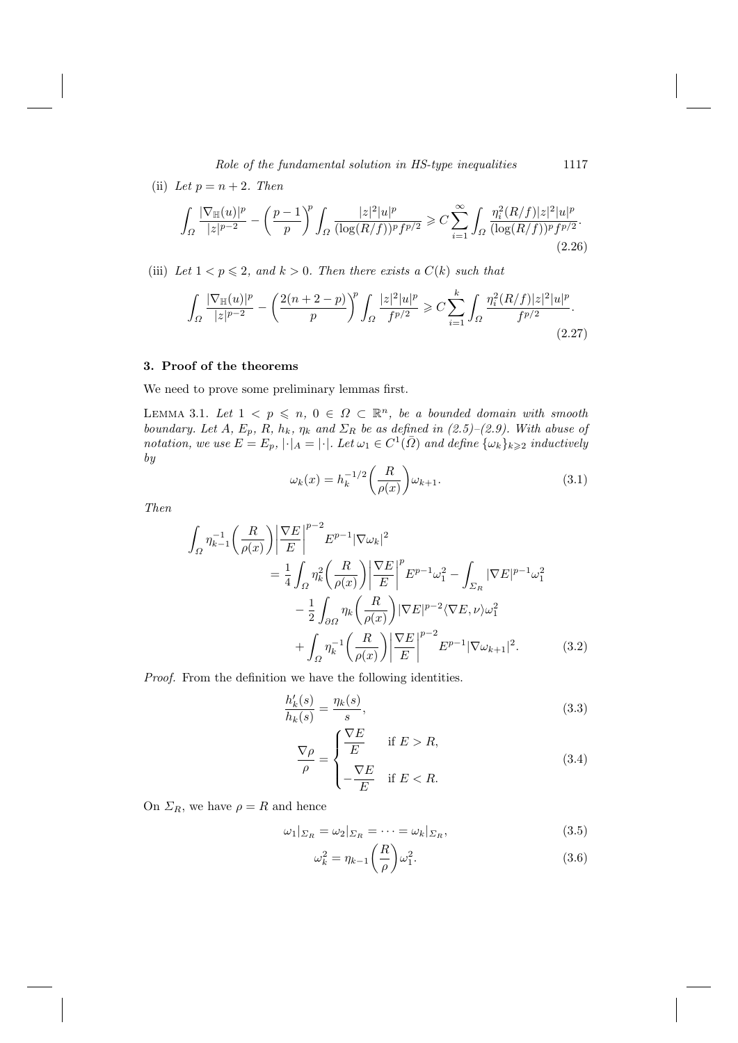(ii) *Let $p = n + 2$. Then*

$$\int_{\Omega} \frac{|\nabla_{\mathbb{H}}(u)|^p}{|z|^{p-2}} - \left(\frac{p-1}{p}\right)^p \int_{\Omega} \frac{|z|^2|u|^p}{(\log(R/f))^p f^{p/2}} \geqslant C \sum_{i=1}^{\infty} \int_{\Omega} \frac{\eta_i^2(R/f)|z|^2|u|^p}{(\log(R/f))^p f^{p/2}}. \tag{2.26}$$

(iii) *Let $1 < p \leqslant 2$, and $k > 0$. Then there exists a $C(k)$ such that*

$$\int_{\Omega} \frac{|\nabla_{\mathbb{H}}(u)|^p}{|z|^{p-2}} - \left(\frac{2(n+2-p)}{p}\right)^p \int_{\Omega} \frac{|z|^2|u|^p}{f^{p/2}} \geqslant C \sum_{i=1}^{k} \int_{\Omega} \frac{\eta_i^2(R/f)|z|^2|u|^p}{f^{p/2}}. \tag{2.27}$$

## 3. Proof of the theorems

We need to prove some preliminary lemmas first.

Lemma 3.1. *Let $1 < p \leqslant n$, $0 \in \Omega \subset \mathbb{R}^n$, be a bounded domain with smooth boundary. Let $A$, $E_p$, $R$, $h_k$, $\eta_k$ and $\Sigma_R$ be as defined in (2.5)–(2.9). With abuse of notation, we use $E = E_p$, $|\cdot|_A = |\cdot|$. Let $\omega_1 \in C^1(\bar{\Omega})$ and define $\{\omega_k\}_{k\geqslant 2}$ inductively by*

$$\omega_k(x) = h_k^{-1/2}\left(\frac{R}{\rho(x)}\right)\omega_{k+1}. \tag{3.1}$$

*Then*

$$\begin{aligned}
\int_{\Omega} \eta_{k-1}^{-1}\left(\frac{R}{\rho(x)}\right)\left|\frac{\nabla E}{E}\right|^{p-2} E^{p-1}|\nabla \omega_k|^2
&= \frac{1}{4}\int_{\Omega} \eta_k^2\left(\frac{R}{\rho(x)}\right)\left|\frac{\nabla E}{E}\right|^p E^{p-1}\omega_1^2 - \int_{\Sigma_R} |\nabla E|^{p-1}\omega_1^2 \\
&\quad - \frac{1}{2}\int_{\partial\Omega} \eta_k\left(\frac{R}{\rho(x)}\right)|\nabla E|^{p-2}\langle \nabla E, \nu\rangle \omega_1^2 \\
&\quad + \int_{\Omega} \eta_k^{-1}\left(\frac{R}{\rho(x)}\right)\left|\frac{\nabla E}{E}\right|^{p-2} E^{p-1}|\nabla \omega_{k+1}|^2.
\end{aligned} \tag{3.2}$$

*Proof.* From the definition we have the following identities.

$$\frac{h_k'(s)}{h_k(s)} = \frac{\eta_k(s)}{s}, \tag{3.3}$$

$$\frac{\nabla \rho}{\rho} = \begin{cases} \dfrac{\nabla E}{E} & \text{if } E > R, \\[2mm] -\dfrac{\nabla E}{E} & \text{if } E < R. \end{cases} \tag{3.4}$$

On $\Sigma_R$, we have $\rho = R$ and hence

$$\omega_1|_{\Sigma_R} = \omega_2|_{\Sigma_R} = \cdots = \omega_k|_{\Sigma_R}, \tag{3.5}$$

$$\omega_k^2 = \eta_{k-1}\left(\frac{R}{\rho}\right)\omega_1^2. \tag{3.6}$$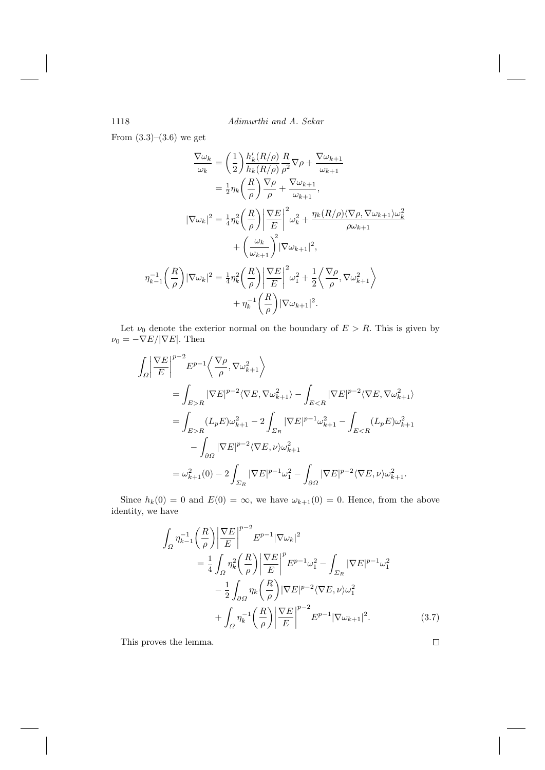From (3.3)–(3.6) we get

$$
\begin{aligned}
\frac{\nabla \omega_k}{\omega_k} &= \left(\frac{1}{2}\right)\frac{h_k'(R/\rho)}{h_k(R/\rho)}\frac{R}{\rho^2}\nabla\rho + \frac{\nabla\omega_{k+1}}{\omega_{k+1}} \\
&= \tfrac{1}{2}\eta_k\left(\frac{R}{\rho}\right)\frac{\nabla\rho}{\rho} + \frac{\nabla\omega_{k+1}}{\omega_{k+1}}, \\
|\nabla\omega_k|^2 &= \tfrac{1}{4}\eta_k^2\left(\frac{R}{\rho}\right)\left|\frac{\nabla E}{E}\right|^2\omega_k^2 + \frac{\eta_k(R/\rho)\langle\nabla\rho,\nabla\omega_{k+1}\rangle\omega_k^2}{\rho\omega_{k+1}} \\
&\quad + \left(\frac{\omega_k}{\omega_{k+1}}\right)^2|\nabla\omega_{k+1}|^2, \\
\eta_{k-1}^{-1}\left(\frac{R}{\rho}\right)|\nabla\omega_k|^2 &= \tfrac{1}{4}\eta_k^2\left(\frac{R}{\rho}\right)\left|\frac{\nabla E}{E}\right|^2\omega_1^2 + \frac{1}{2}\left\langle\frac{\nabla\rho}{\rho},\nabla\omega_{k+1}^2\right\rangle \\
&\quad + \eta_k^{-1}\left(\frac{R}{\rho}\right)|\nabla\omega_{k+1}|^2.
\end{aligned}
$$

Let $\nu_0$ denote the exterior normal on the boundary of $E > R$. This is given by $\nu_0 = -\nabla E/|\nabla E|$. Then

$$
\begin{aligned}
\int_\Omega &\left|\frac{\nabla E}{E}\right|^{p-2}E^{p-1}\left\langle\frac{\nabla\rho}{\rho},\nabla\omega_{k+1}^2\right\rangle \\
&= \int_{E>R}|\nabla E|^{p-2}\langle\nabla E,\nabla\omega_{k+1}^2\rangle - \int_{E<R}|\nabla E|^{p-2}\langle\nabla E,\nabla\omega_{k+1}^2\rangle \\
&= \int_{E>R}(L_pE)\omega_{k+1}^2 - 2\int_{\Sigma_R}|\nabla E|^{p-1}\omega_{k+1}^2 - \int_{E<R}(L_pE)\omega_{k+1}^2 \\
&\quad - \int_{\partial\Omega}|\nabla E|^{p-2}\langle\nabla E,\nu\rangle\omega_{k+1}^2 \\
&= \omega_{k+1}^2(0) - 2\int_{\Sigma_R}|\nabla E|^{p-1}\omega_1^2 - \int_{\partial\Omega}|\nabla E|^{p-2}\langle\nabla E,\nu\rangle\omega_{k+1}^2.
\end{aligned}
$$

Since $h_k(0) = 0$ and $E(0) = \infty$, we have $\omega_{k+1}(0) = 0$. Hence, from the above identity, we have

$$
\begin{aligned}
\int_\Omega &\eta_{k-1}^{-1}\left(\frac{R}{\rho}\right)\left|\frac{\nabla E}{E}\right|^{p-2}E^{p-1}|\nabla\omega_k|^2 \\
&= \frac{1}{4}\int_\Omega\eta_k^2\left(\frac{R}{\rho}\right)\left|\frac{\nabla E}{E}\right|^pE^{p-1}\omega_1^2 - \int_{\Sigma_R}|\nabla E|^{p-1}\omega_1^2 \\
&\quad - \frac{1}{2}\int_{\partial\Omega}\eta_k\left(\frac{R}{\rho}\right)|\nabla E|^{p-2}\langle\nabla E,\nu\rangle\omega_1^2 \\
&\quad + \int_\Omega\eta_k^{-1}\left(\frac{R}{\rho}\right)\left|\frac{\nabla E}{E}\right|^{p-2}E^{p-1}|\nabla\omega_{k+1}|^2. \qquad (3.7)
\end{aligned}
$$

This proves the lemma. $\square$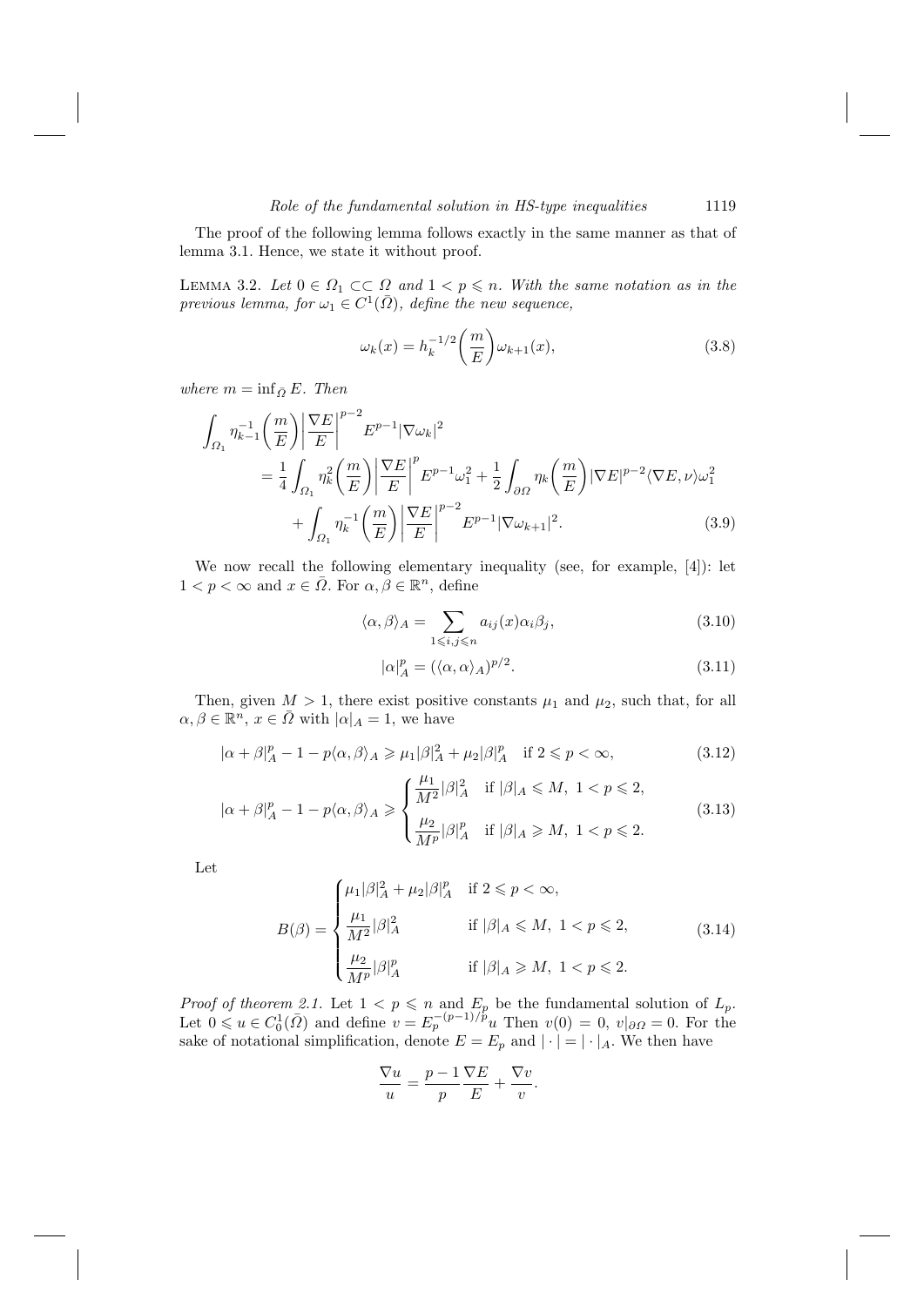The proof of the following lemma follows exactly in the same manner as that of lemma 3.1. Hence, we state it without proof.

LEMMA 3.2. *Let $0 \in \Omega_1 \subset\subset \Omega$ and $1 < p \leqslant n$. With the same notation as in the previous lemma, for $\omega_1 \in C^1(\bar{\Omega})$, define the new sequence,*

$$\omega_k(x) = h_k^{-1/2}\left(\frac{m}{E}\right)\omega_{k+1}(x), \tag{3.8}$$

*where $m = \inf_{\bar{\Omega}} E$. Then*

$$\begin{aligned}\int_{\Omega_1} \eta_{k-1}^{-1}\left(\frac{m}{E}\right)\left|\frac{\nabla E}{E}\right|^{p-2} E^{p-1}|\nabla\omega_k|^2 &= \frac{1}{4}\int_{\Omega_1} \eta_k^2\left(\frac{m}{E}\right)\left|\frac{\nabla E}{E}\right|^{p} E^{p-1}\omega_1^2 + \frac{1}{2}\int_{\partial\Omega} \eta_k\left(\frac{m}{E}\right)|\nabla E|^{p-2}\langle\nabla E, \nu\rangle\omega_1^2 \\ &\quad + \int_{\Omega_1} \eta_k^{-1}\left(\frac{m}{E}\right)\left|\frac{\nabla E}{E}\right|^{p-2} E^{p-1}|\nabla\omega_{k+1}|^2. \end{aligned}\tag{3.9}$$

We now recall the following elementary inequality (see, for example, [4]): let $1 < p < \infty$ and $x \in \bar{\Omega}$. For $\alpha, \beta \in \mathbb{R}^n$, define

$$\langle\alpha, \beta\rangle_A = \sum_{1\leqslant i,j\leqslant n} a_{ij}(x)\alpha_i\beta_j, \tag{3.10}$$

$$|\alpha|_A^p = (\langle\alpha, \alpha\rangle_A)^{p/2}. \tag{3.11}$$

Then, given $M > 1$, there exist positive constants $\mu_1$ and $\mu_2$, such that, for all $\alpha, \beta \in \mathbb{R}^n$, $x \in \bar{\Omega}$ with $|\alpha|_A = 1$, we have

$$|\alpha + \beta|_A^p - 1 - p\langle\alpha, \beta\rangle_A \geqslant \mu_1|\beta|_A^2 + \mu_2|\beta|_A^p \quad \text{if } 2 \leqslant p < \infty, \tag{3.12}$$

$$|\alpha + \beta|_A^p - 1 - p\langle\alpha, \beta\rangle_A \geqslant \begin{cases} \dfrac{\mu_1}{M^2}|\beta|_A^2 & \text{if } |\beta|_A \leqslant M,\ 1 < p \leqslant 2, \\[2mm] \dfrac{\mu_2}{M^p}|\beta|_A^p & \text{if } |\beta|_A \geqslant M,\ 1 < p \leqslant 2. \end{cases} \tag{3.13}$$

Let

$$B(\beta) = \begin{cases} \mu_1|\beta|_A^2 + \mu_2|\beta|_A^p & \text{if } 2 \leqslant p < \infty, \\[2mm] \dfrac{\mu_1}{M^2}|\beta|_A^2 & \text{if } |\beta|_A \leqslant M,\ 1 < p \leqslant 2, \\[2mm] \dfrac{\mu_2}{M^p}|\beta|_A^p & \text{if } |\beta|_A \geqslant M,\ 1 < p \leqslant 2. \end{cases} \tag{3.14}$$

*Proof of theorem 2.1.* Let $1 < p \leqslant n$ and $E_p$ be the fundamental solution of $L_p$. Let $0 \leqslant u \in C_0^1(\bar{\Omega})$ and define $v = E_p^{-(p-1)/p}u$ Then $v(0) = 0$, $v|_{\partial\Omega} = 0$. For the sake of notational simplification, denote $E = E_p$ and $|\cdot| = |\cdot|_A$. We then have

$$\frac{\nabla u}{u} = \frac{p-1}{p}\frac{\nabla E}{E} + \frac{\nabla v}{v}.$$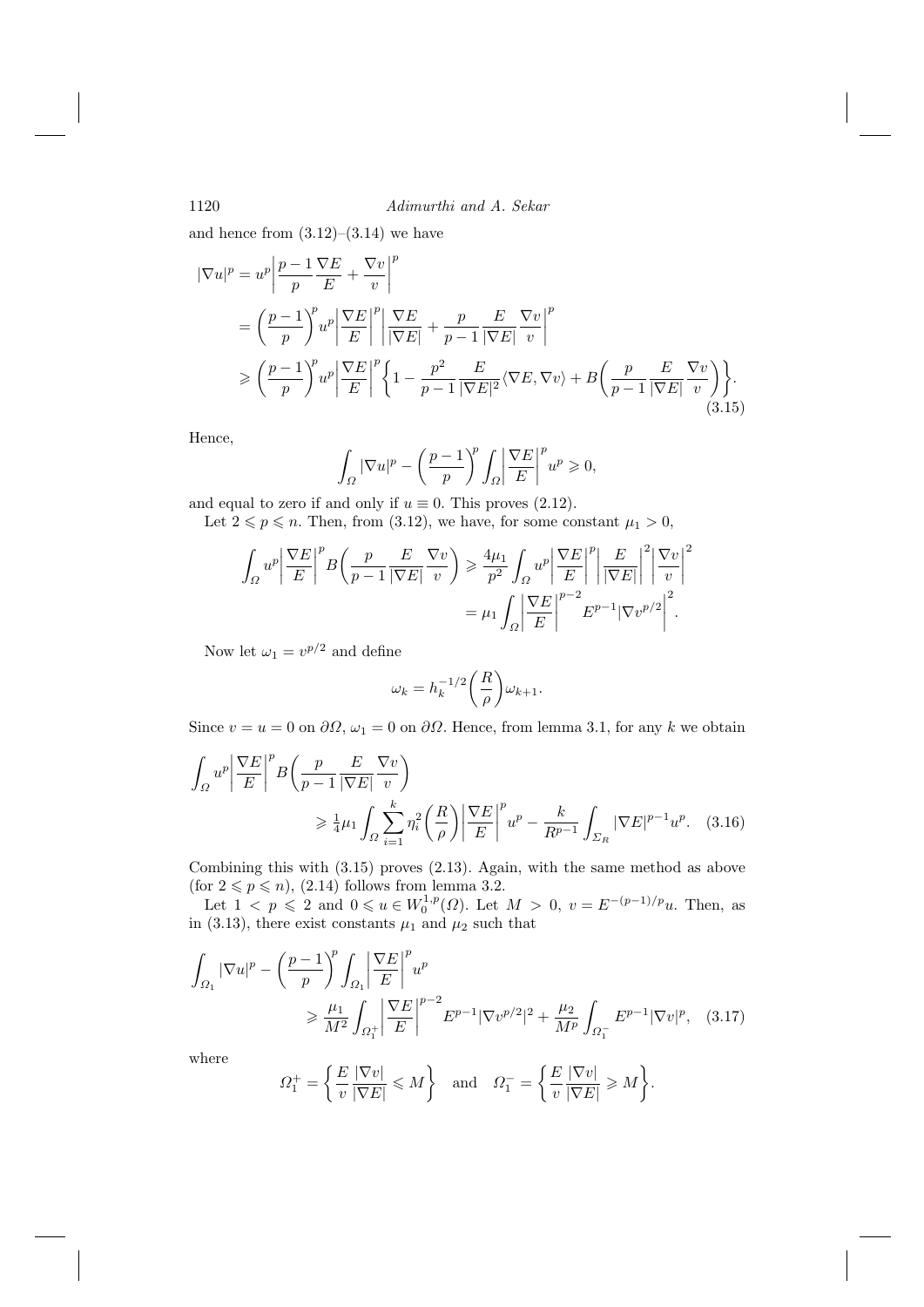and hence from (3.12)–(3.14) we have

$$
\begin{aligned}
|\nabla u|^p &= u^p \left| \frac{p-1}{p} \frac{\nabla E}{E} + \frac{\nabla v}{v} \right|^p \\
&= \left(\frac{p-1}{p}\right)^p u^p \left| \frac{\nabla E}{E} \right|^p \left| \frac{\nabla E}{|\nabla E|} + \frac{p}{p-1} \frac{E}{|\nabla E|} \frac{\nabla v}{v} \right|^p \\
&\geqslant \left(\frac{p-1}{p}\right)^p u^p \left| \frac{\nabla E}{E} \right|^p \left\{ 1 - \frac{p^2}{p-1} \frac{E}{|\nabla E|^2} \langle \nabla E, \nabla v \rangle + B\left( \frac{p}{p-1} \frac{E}{|\nabla E|} \frac{\nabla v}{v} \right) \right\}.
\end{aligned} \tag{3.15}
$$

Hence,

$$
\int_\Omega |\nabla u|^p - \left(\frac{p-1}{p}\right)^p \int_\Omega \left| \frac{\nabla E}{E} \right|^p u^p \geqslant 0,
$$

and equal to zero if and only if $u \equiv 0$. This proves (2.12).

Let $2 \leqslant p \leqslant n$. Then, from (3.12), we have, for some constant $\mu_1 > 0$,

$$
\begin{aligned}
\int_\Omega u^p \left| \frac{\nabla E}{E} \right|^p B\left( \frac{p}{p-1} \frac{E}{|\nabla E|} \frac{\nabla v}{v} \right) &\geqslant \frac{4\mu_1}{p^2} \int_\Omega u^p \left| \frac{\nabla E}{E} \right|^p \left| \frac{E}{|\nabla E|} \right|^2 \left| \frac{\nabla v}{v} \right|^2 \\
&= \mu_1 \int_\Omega \left| \frac{\nabla E}{E} \right|^{p-2} E^{p-1} |\nabla v^{p/2}|^2.
\end{aligned}
$$

Now let $\omega_1 = v^{p/2}$ and define

$$
\omega_k = h_k^{-1/2}\left(\frac{R}{\rho}\right) \omega_{k+1}.
$$

Since $v = u = 0$ on $\partial\Omega$, $\omega_1 = 0$ on $\partial\Omega$. Hence, from lemma 3.1, for any $k$ we obtain

$$
\begin{aligned}
\int_\Omega u^p \left| \frac{\nabla E}{E} \right|^p & B\left( \frac{p}{p-1} \frac{E}{|\nabla E|} \frac{\nabla v}{v} \right) \\
&\geqslant \tfrac{1}{4}\mu_1 \int_\Omega \sum_{i=1}^k \eta_i^2\left(\frac{R}{\rho}\right) \left| \frac{\nabla E}{E} \right|^p u^p - \frac{k}{R^{p-1}} \int_{\Sigma_R} |\nabla E|^{p-1} u^p.
\end{aligned} \tag{3.16}
$$

Combining this with (3.15) proves (2.13). Again, with the same method as above (for $2 \leqslant p \leqslant n$), (2.14) follows from lemma 3.2.

Let $1 < p \leqslant 2$ and $0 \leqslant u \in W_0^{1,p}(\Omega)$. Let $M > 0$, $v = E^{-(p-1)/p} u$. Then, as in (3.13), there exist constants $\mu_1$ and $\mu_2$ such that

$$
\begin{aligned}
\int_{\Omega_1} |\nabla u|^p - \left(\frac{p-1}{p}\right)^p & \int_{\Omega_1} \left| \frac{\nabla E}{E} \right|^p u^p \\
&\geqslant \frac{\mu_1}{M^2} \int_{\Omega_1^+} \left| \frac{\nabla E}{E} \right|^{p-2} E^{p-1} |\nabla v^{p/2}|^2 + \frac{\mu_2}{M^p} \int_{\Omega_1^-} E^{p-1} |\nabla v|^p,
\end{aligned} \tag{3.17}
$$

where

$$
\Omega_1^+ = \left\{ \frac{E}{v} \frac{|\nabla v|}{|\nabla E|} \leqslant M \right\} \quad \text{and} \quad \Omega_1^- = \left\{ \frac{E}{v} \frac{|\nabla v|}{|\nabla E|} \geqslant M \right\}.
$$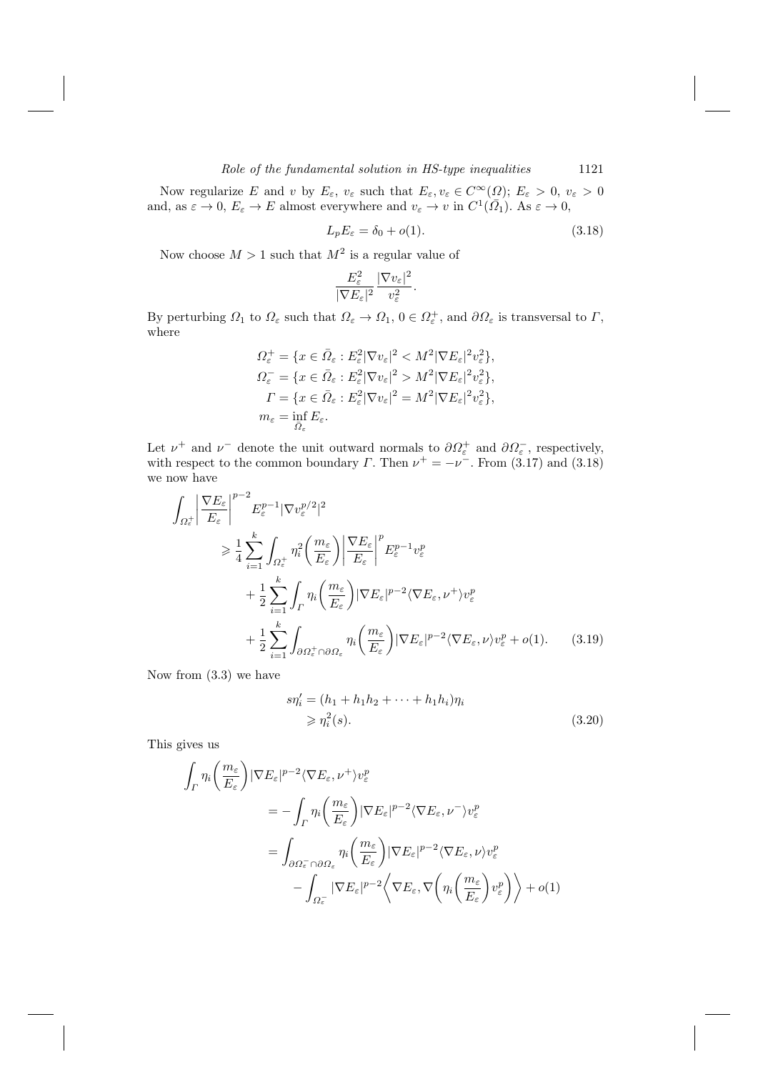Now regularize $E$ and $v$ by $E_\varepsilon$, $v_\varepsilon$ such that $E_\varepsilon, v_\varepsilon \in C^\infty(\Omega)$; $E_\varepsilon > 0$, $v_\varepsilon > 0$ and, as $\varepsilon \to 0$, $E_\varepsilon \to E$ almost everywhere and $v_\varepsilon \to v$ in $C^1(\bar{\Omega}_1)$. As $\varepsilon \to 0$,

$$L_p E_\varepsilon = \delta_0 + o(1). \tag{3.18}$$

Now choose $M > 1$ such that $M^2$ is a regular value of

$$\frac{E_\varepsilon^2}{|\nabla E_\varepsilon|^2} \frac{|\nabla v_\varepsilon|^2}{v_\varepsilon^2}.$$

By perturbing $\Omega_1$ to $\Omega_\varepsilon$ such that $\Omega_\varepsilon \to \Omega_1$, $0 \in \Omega_\varepsilon^+$, and $\partial\Omega_\varepsilon$ is transversal to $\Gamma$, where

$$\begin{aligned}
\Omega_\varepsilon^+ &= \{x \in \bar{\Omega}_\varepsilon : E_\varepsilon^2 |\nabla v_\varepsilon|^2 < M^2 |\nabla E_\varepsilon|^2 v_\varepsilon^2\}, \\
\Omega_\varepsilon^- &= \{x \in \bar{\Omega}_\varepsilon : E_\varepsilon^2 |\nabla v_\varepsilon|^2 > M^2 |\nabla E_\varepsilon|^2 v_\varepsilon^2\}, \\
\Gamma &= \{x \in \bar{\Omega}_\varepsilon : E_\varepsilon^2 |\nabla v_\varepsilon|^2 = M^2 |\nabla E_\varepsilon|^2 v_\varepsilon^2\}, \\
m_\varepsilon &= \inf_{\bar{\Omega}_\varepsilon} E_\varepsilon.
\end{aligned}$$

Let $\nu^+$ and $\nu^-$ denote the unit outward normals to $\partial\Omega_\varepsilon^+$ and $\partial\Omega_\varepsilon^-$, respectively, with respect to the common boundary $\Gamma$. Then $\nu^+ = -\nu^-$. From (3.17) and (3.18) we now have

$$\begin{aligned}
\int_{\Omega_\varepsilon^+} & \left| \frac{\nabla E_\varepsilon}{E_\varepsilon} \right|^{p-2} E_\varepsilon^{p-1} |\nabla v_\varepsilon^{p/2}|^2 \\
&\geqslant \frac{1}{4} \sum_{i=1}^k \int_{\Omega_\varepsilon^+} \eta_i^2 \left( \frac{m_\varepsilon}{E_\varepsilon} \right) \left| \frac{\nabla E_\varepsilon}{E_\varepsilon} \right|^p E_\varepsilon^{p-1} v_\varepsilon^p \\
&\quad + \frac{1}{2} \sum_{i=1}^k \int_\Gamma \eta_i \left( \frac{m_\varepsilon}{E_\varepsilon} \right) |\nabla E_\varepsilon|^{p-2} \langle \nabla E_\varepsilon, \nu^+ \rangle v_\varepsilon^p \\
&\quad + \frac{1}{2} \sum_{i=1}^k \int_{\partial\Omega_\varepsilon^+ \cap \partial\Omega_\varepsilon} \eta_i \left( \frac{m_\varepsilon}{E_\varepsilon} \right) |\nabla E_\varepsilon|^{p-2} \langle \nabla E_\varepsilon, \nu \rangle v_\varepsilon^p + o(1).
\end{aligned} \tag{3.19}$$

Now from (3.3) we have

$$\begin{aligned}
s\eta_i' &= (h_1 + h_1 h_2 + \cdots + h_1 h_i)\eta_i \\
&\geqslant \eta_i^2(s).
\end{aligned} \tag{3.20}$$

This gives us

$$\begin{aligned}
\int_\Gamma & \eta_i \left( \frac{m_\varepsilon}{E_\varepsilon} \right) |\nabla E_\varepsilon|^{p-2} \langle \nabla E_\varepsilon, \nu^+ \rangle v_\varepsilon^p \\
&= -\int_\Gamma \eta_i \left( \frac{m_\varepsilon}{E_\varepsilon} \right) |\nabla E_\varepsilon|^{p-2} \langle \nabla E_\varepsilon, \nu^- \rangle v_\varepsilon^p \\
&= \int_{\partial\Omega_\varepsilon^- \cap \partial\Omega_\varepsilon} \eta_i \left( \frac{m_\varepsilon}{E_\varepsilon} \right) |\nabla E_\varepsilon|^{p-2} \langle \nabla E_\varepsilon, \nu \rangle v_\varepsilon^p \\
&\quad - \int_{\Omega_\varepsilon^-} |\nabla E_\varepsilon|^{p-2} \left\langle \nabla E_\varepsilon, \nabla \left( \eta_i \left( \frac{m_\varepsilon}{E_\varepsilon} \right) v_\varepsilon^p \right) \right\rangle + o(1)
\end{aligned}$$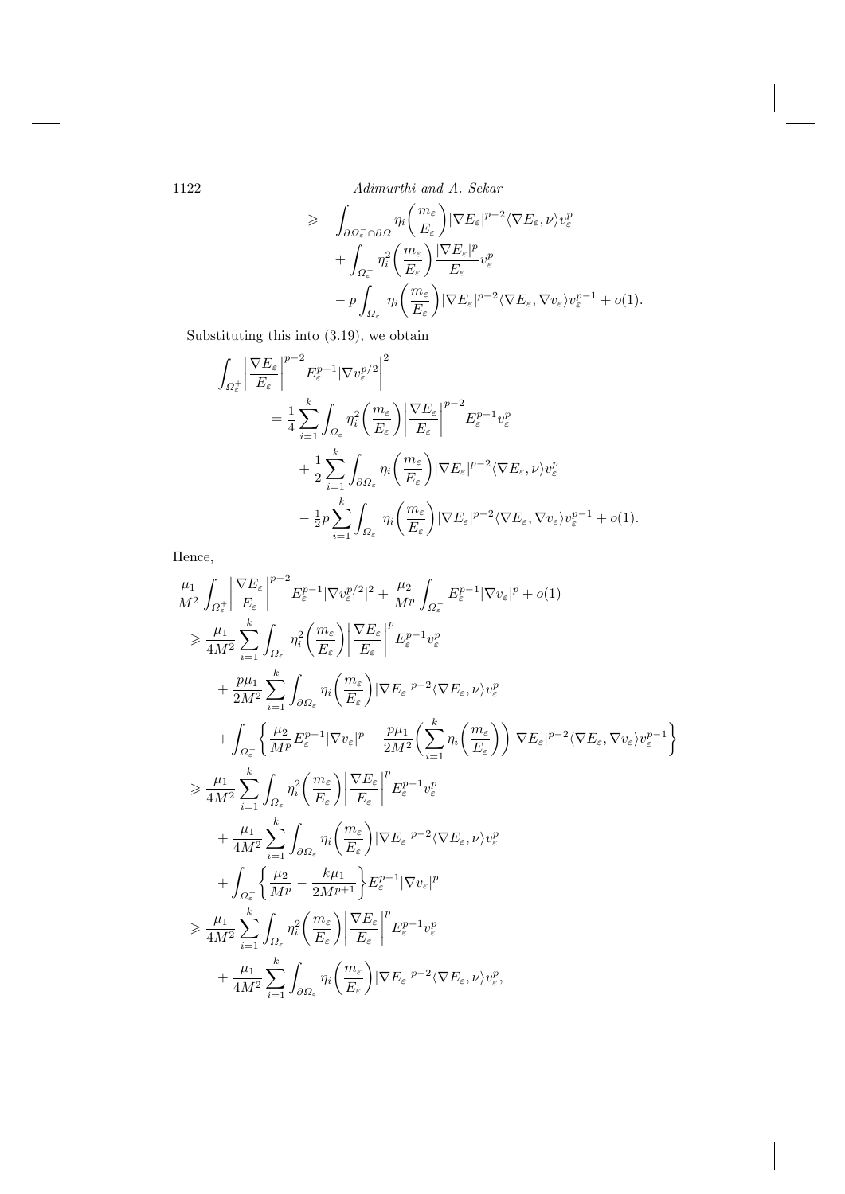$$
\begin{aligned}
&\geqslant -\int_{\partial\Omega_\varepsilon^- \cap \partial\Omega} \eta_i\bigg(\frac{m_\varepsilon}{E_\varepsilon}\bigg)|\nabla E_\varepsilon|^{p-2}\langle \nabla E_\varepsilon, \nu\rangle v_\varepsilon^p \\
&\quad + \int_{\Omega_\varepsilon^-} \eta_i^2\bigg(\frac{m_\varepsilon}{E_\varepsilon}\bigg)\frac{|\nabla E_\varepsilon|^p}{E_\varepsilon} v_\varepsilon^p \\
&\quad - p\int_{\Omega_\varepsilon^-} \eta_i\bigg(\frac{m_\varepsilon}{E_\varepsilon}\bigg)|\nabla E_\varepsilon|^{p-2}\langle \nabla E_\varepsilon, \nabla v_\varepsilon\rangle v_\varepsilon^{p-1} + o(1).
\end{aligned}
$$

Substituting this into (3.19), we obtain

$$
\begin{aligned}
&\int_{\Omega_\varepsilon^+} \bigg|\frac{\nabla E_\varepsilon}{E_\varepsilon}\bigg|^{p-2} E_\varepsilon^{p-1} |\nabla v_\varepsilon^{p/2}\bigg|^2 \\
&\qquad = \frac{1}{4}\sum_{i=1}^k \int_{\Omega_\varepsilon} \eta_i^2\bigg(\frac{m_\varepsilon}{E_\varepsilon}\bigg)\bigg|\frac{\nabla E_\varepsilon}{E_\varepsilon}\bigg|^{p-2} E_\varepsilon^{p-1} v_\varepsilon^p \\
&\qquad\quad + \frac{1}{2}\sum_{i=1}^k \int_{\partial\Omega_\varepsilon} \eta_i\bigg(\frac{m_\varepsilon}{E_\varepsilon}\bigg)|\nabla E_\varepsilon|^{p-2}\langle \nabla E_\varepsilon, \nu\rangle v_\varepsilon^p \\
&\qquad\quad - \tfrac{1}{2}p\sum_{i=1}^k \int_{\Omega_\varepsilon^-} \eta_i\bigg(\frac{m_\varepsilon}{E_\varepsilon}\bigg)|\nabla E_\varepsilon|^{p-2}\langle \nabla E_\varepsilon, \nabla v_\varepsilon\rangle v_\varepsilon^{p-1} + o(1).
\end{aligned}
$$

Hence,

$$
\begin{aligned}
&\frac{\mu_1}{M^2}\int_{\Omega_\varepsilon^+} \bigg|\frac{\nabla E_\varepsilon}{E_\varepsilon}\bigg|^{p-2} E_\varepsilon^{p-1} |\nabla v_\varepsilon^{p/2}|^2 + \frac{\mu_2}{M^p}\int_{\Omega_\varepsilon^-} E_\varepsilon^{p-1}|\nabla v_\varepsilon|^p + o(1) \\
&\quad \geqslant \frac{\mu_1}{4M^2}\sum_{i=1}^k \int_{\Omega_\varepsilon^-} \eta_i^2\bigg(\frac{m_\varepsilon}{E_\varepsilon}\bigg)\bigg|\frac{\nabla E_\varepsilon}{E_\varepsilon}\bigg|^p E_\varepsilon^{p-1} v_\varepsilon^p \\
&\qquad + \frac{p\mu_1}{2M^2}\sum_{i=1}^k \int_{\partial\Omega_\varepsilon} \eta_i\bigg(\frac{m_\varepsilon}{E_\varepsilon}\bigg)|\nabla E_\varepsilon|^{p-2}\langle \nabla E_\varepsilon, \nu\rangle v_\varepsilon^p \\
&\qquad + \int_{\Omega_\varepsilon^-}\bigg\{\frac{\mu_2}{M^p}E_\varepsilon^{p-1}|\nabla v_\varepsilon|^p - \frac{p\mu_1}{2M^2}\bigg(\sum_{i=1}^k \eta_i\bigg(\frac{m_\varepsilon}{E_\varepsilon}\bigg)\bigg)|\nabla E_\varepsilon|^{p-2}\langle \nabla E_\varepsilon, \nabla v_\varepsilon\rangle v_\varepsilon^{p-1}\bigg\} \\
&\quad \geqslant \frac{\mu_1}{4M^2}\sum_{i=1}^k \int_{\Omega_\varepsilon} \eta_i^2\bigg(\frac{m_\varepsilon}{E_\varepsilon}\bigg)\bigg|\frac{\nabla E_\varepsilon}{E_\varepsilon}\bigg|^p E_\varepsilon^{p-1} v_\varepsilon^p \\
&\qquad + \frac{\mu_1}{4M^2}\sum_{i=1}^k \int_{\partial\Omega_\varepsilon} \eta_i\bigg(\frac{m_\varepsilon}{E_\varepsilon}\bigg)|\nabla E_\varepsilon|^{p-2}\langle \nabla E_\varepsilon, \nu\rangle v_\varepsilon^p \\
&\qquad + \int_{\Omega_\varepsilon^-}\bigg\{\frac{\mu_2}{M^p} - \frac{k\mu_1}{2M^{p+1}}\bigg\}E_\varepsilon^{p-1}|\nabla v_\varepsilon|^p \\
&\quad \geqslant \frac{\mu_1}{4M^2}\sum_{i=1}^k \int_{\Omega_\varepsilon} \eta_i^2\bigg(\frac{m_\varepsilon}{E_\varepsilon}\bigg)\bigg|\frac{\nabla E_\varepsilon}{E_\varepsilon}\bigg|^p E_\varepsilon^{p-1} v_\varepsilon^p \\
&\qquad + \frac{\mu_1}{4M^2}\sum_{i=1}^k \int_{\partial\Omega_\varepsilon} \eta_i\bigg(\frac{m_\varepsilon}{E_\varepsilon}\bigg)|\nabla E_\varepsilon|^{p-2}\langle \nabla E_\varepsilon, \nu\rangle v_\varepsilon^p,
\end{aligned}
$$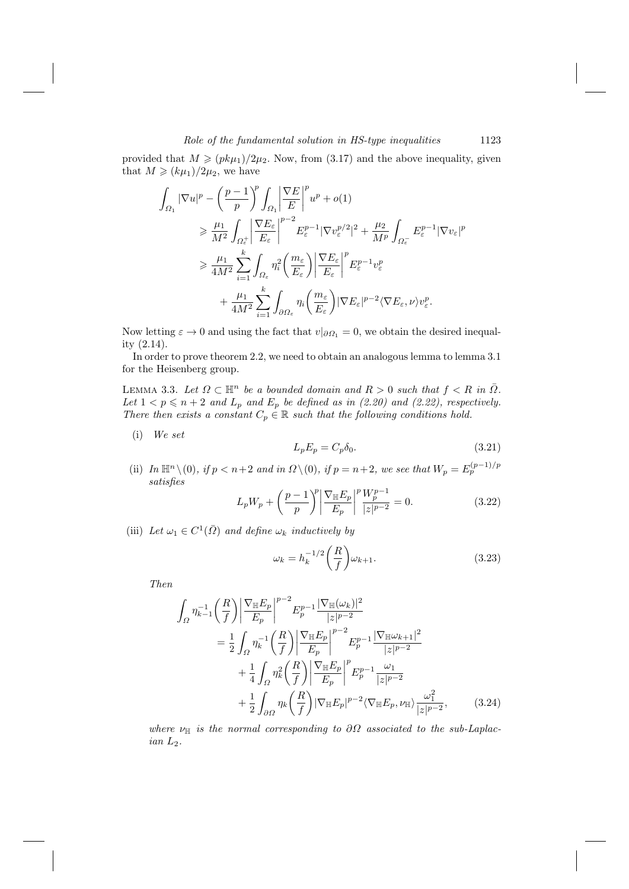provided that $M \geqslant (pk\mu_1)/2\mu_2$. Now, from (3.17) and the above inequality, given that $M \geqslant (k\mu_1)/2\mu_2$, we have

$$
\begin{aligned}
\int_{\Omega_1} |\nabla u|^p - \left(\frac{p-1}{p}\right)^p \int_{\Omega_1} \left|\frac{\nabla E}{E}\right|^p u^p + o(1) \\
&\geqslant \frac{\mu_1}{M^2} \int_{\Omega_\varepsilon^+} \left|\frac{\nabla E_\varepsilon}{E_\varepsilon}\right|^{p-2} E_\varepsilon^{p-1} |\nabla v_\varepsilon^{p/2}|^2 + \frac{\mu_2}{M^p} \int_{\Omega_\varepsilon^-} E_\varepsilon^{p-1} |\nabla v_\varepsilon|^p \\
&\geqslant \frac{\mu_1}{4M^2} \sum_{i=1}^{k} \int_{\Omega_\varepsilon} \eta_i^2\left(\frac{m_\varepsilon}{E_\varepsilon}\right) \left|\frac{\nabla E_\varepsilon}{E_\varepsilon}\right|^p E_\varepsilon^{p-1} v_\varepsilon^p \\
&\quad + \frac{\mu_1}{4M^2} \sum_{i=1}^{k} \int_{\partial\Omega_\varepsilon} \eta_i\left(\frac{m_\varepsilon}{E_\varepsilon}\right) |\nabla E_\varepsilon|^{p-2} \langle \nabla E_\varepsilon, \nu \rangle v_\varepsilon^p.
\end{aligned}
$$

Now letting $\varepsilon \to 0$ and using the fact that $v|_{\partial\Omega_1} = 0$, we obtain the desired inequality (2.14).

In order to prove theorem 2.2, we need to obtain an analogous lemma to lemma 3.1 for the Heisenberg group.

Lemma 3.3. *Let $\Omega \subset \mathbb{H}^n$ be a bounded domain and $R > 0$ such that $f < R$ in $\bar{\Omega}$. Let $1 < p \leqslant n+2$ and $L_p$ and $E_p$ be defined as in (2.20) and (2.22), respectively. There then exists a constant $C_p \in \mathbb{R}$ such that the following conditions hold.*

(i) *We set*

$$
L_p E_p = C_p \delta_0. \tag{3.21}
$$

(ii) *In $\mathbb{H}^n \setminus (0)$, if $p < n+2$ and in $\Omega \setminus (0)$, if $p = n+2$, we see that $W_p = E_p^{(p-1)/p}$ satisfies*

$$
L_p W_p + \left(\frac{p-1}{p}\right)^p \left|\frac{\nabla_{\mathbb{H}} E_p}{E_p}\right|^p \frac{W_p^{p-1}}{|z|^{p-2}} = 0. \tag{3.22}
$$

(iii) *Let $\omega_1 \in C^1(\bar{\Omega})$ and define $\omega_k$ inductively by*

$$
\omega_k = h_k^{-1/2}\left(\frac{R}{f}\right) \omega_{k+1}. \tag{3.23}
$$

*Then*

$$
\begin{aligned}
\int_{\Omega} \eta_{k-1}^{-1}\left(\frac{R}{f}\right) \left|\frac{\nabla_{\mathbb{H}} E_p}{E_p}\right|^{p-2} E_p^{p-1} \frac{|\nabla_{\mathbb{H}}(\omega_k)|^2}{|z|^{p-2}} \\
&= \frac{1}{2} \int_{\Omega} \eta_k^{-1}\left(\frac{R}{f}\right) \left|\frac{\nabla_{\mathbb{H}} E_p}{E_p}\right|^{p-2} E_p^{p-1} \frac{|\nabla_{\mathbb{H}} \omega_{k+1}|^2}{|z|^{p-2}} \\
&\quad + \frac{1}{4} \int_{\Omega} \eta_k^2\left(\frac{R}{f}\right) \left|\frac{\nabla_{\mathbb{H}} E_p}{E_p}\right|^p E_p^{p-1} \frac{\omega_1}{|z|^{p-2}} \\
&\quad + \frac{1}{2} \int_{\partial\Omega} \eta_k\left(\frac{R}{f}\right) |\nabla_{\mathbb{H}} E_p|^{p-2} \langle \nabla_{\mathbb{H}} E_p, \nu_{\mathbb{H}} \rangle \frac{\omega_1^2}{|z|^{p-2}},
\end{aligned} \tag{3.24}
$$

*where $\nu_{\mathbb{H}}$ is the normal corresponding to $\partial\Omega$ associated to the sub-Laplacian $L_2$.*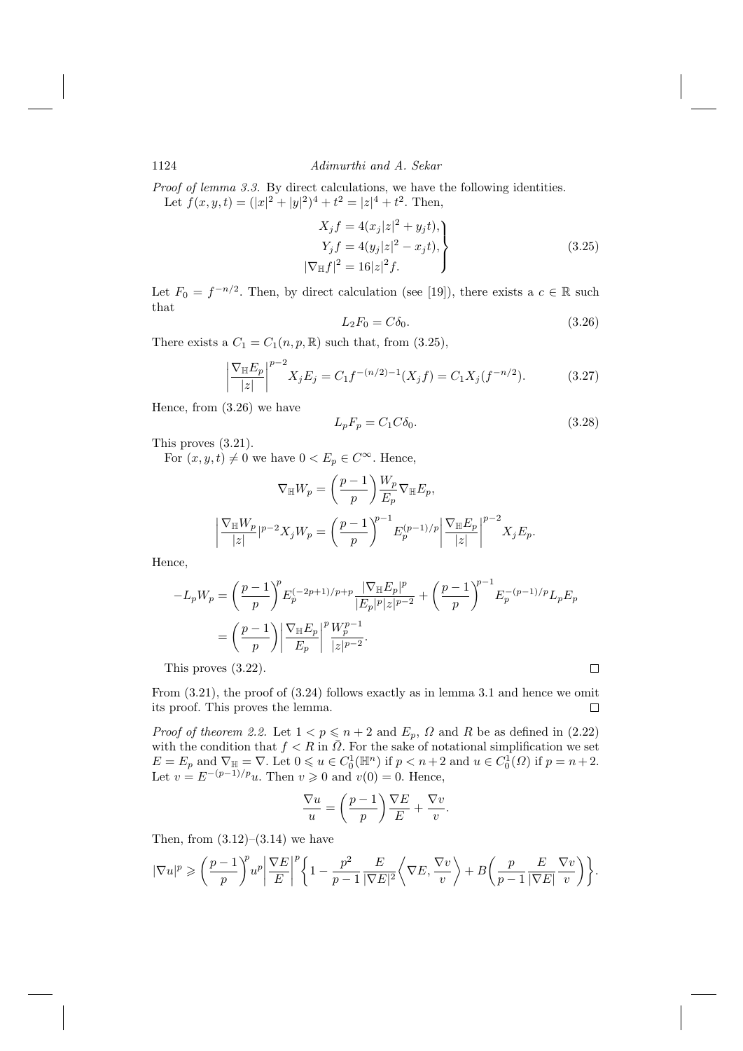*Proof of lemma 3.3.* By direct calculations, we have the following identities.

Let $f(x,y,t) = (|x|^2+|y|^2)^4 + t^2 = |z|^4 + t^2$. Then,

$$
\left.\begin{aligned}
X_j f &= 4(x_j|z|^2 + y_j t),\\
Y_j f &= 4(y_j|z|^2 - x_j t),\\
|\nabla_{\mathbb{H}} f|^2 &= 16|z|^2 f.
\end{aligned}\right\}
\tag{3.25}
$$

Let $F_0 = f^{-n/2}$. Then, by direct calculation (see [19]), there exists a $c \in \mathbb{R}$ such that

$$
L_2 F_0 = C\delta_0. \tag{3.26}
$$

There exists a $C_1 = C_1(n,p,\mathbb{R})$ such that, from (3.25),

$$
\left|\frac{\nabla_{\mathbb{H}} E_p}{|z|}\right|^{p-2} X_j E_j = C_1 f^{-(n/2)-1}(X_j f) = C_1 X_j(f^{-n/2}). \tag{3.27}
$$

Hence, from (3.26) we have

$$
L_p F_p = C_1 C \delta_0. \tag{3.28}
$$

This proves (3.21).

For $(x,y,t) \neq 0$ we have $0 < E_p \in C^\infty$. Hence,

$$
\nabla_{\mathbb{H}} W_p = \left(\frac{p-1}{p}\right)\frac{W_p}{E_p}\nabla_{\mathbb{H}} E_p,
$$

$$
\left|\frac{\nabla_{\mathbb{H}} W_p}{|z|}\right|^{p-2} X_j W_p = \left(\frac{p-1}{p}\right)^{p-1} E_p^{(p-1)/p}\left|\frac{\nabla_{\mathbb{H}} E_p}{|z|}\right|^{p-2} X_j E_p.
$$

Hence,

$$
\begin{aligned}
-L_p W_p &= \left(\frac{p-1}{p}\right)^{p} E_p^{(-2p+1)/p+p}\frac{|\nabla_{\mathbb{H}} E_p|^p}{|E_p|^p|z|^{p-2}} + \left(\frac{p-1}{p}\right)^{p-1} E_p^{-(p-1)/p} L_p E_p\\
&= \left(\frac{p-1}{p}\right)\left|\frac{\nabla_{\mathbb{H}} E_p}{E_p}\right|^p \frac{W_p^{p-1}}{|z|^{p-2}}.
\end{aligned}
$$

This proves (3.22). □

From (3.21), the proof of (3.24) follows exactly as in lemma 3.1 and hence we omit its proof. This proves the lemma. □

*Proof of theorem 2.2.* Let $1 < p \leqslant n+2$ and $E_p$, $\Omega$ and $R$ be as defined in (2.22) with the condition that $f < R$ in $\bar{\Omega}$. For the sake of notational simplification we set $E = E_p$ and $\nabla_{\mathbb{H}} = \nabla$. Let $0 \leqslant u \in C_0^1(\mathbb{H}^n)$ if $p < n+2$ and $u \in C_0^1(\Omega)$ if $p = n+2$. Let $v = E^{-(p-1)/p}u$. Then $v \geqslant 0$ and $v(0) = 0$. Hence,

$$
\frac{\nabla u}{u} = \left(\frac{p-1}{p}\right)\frac{\nabla E}{E} + \frac{\nabla v}{v}.
$$

Then, from (3.12)–(3.14) we have

$$
|\nabla u|^p \geqslant \left(\frac{p-1}{p}\right)^p u^p \left|\frac{\nabla E}{E}\right|^p \left\{1 - \frac{p^2}{p-1}\frac{E}{|\nabla E|^2}\left\langle \nabla E, \frac{\nabla v}{v}\right\rangle + B\left(\frac{p}{p-1}\frac{E}{|\nabla E|}\frac{\nabla v}{v}\right)\right\}.
$$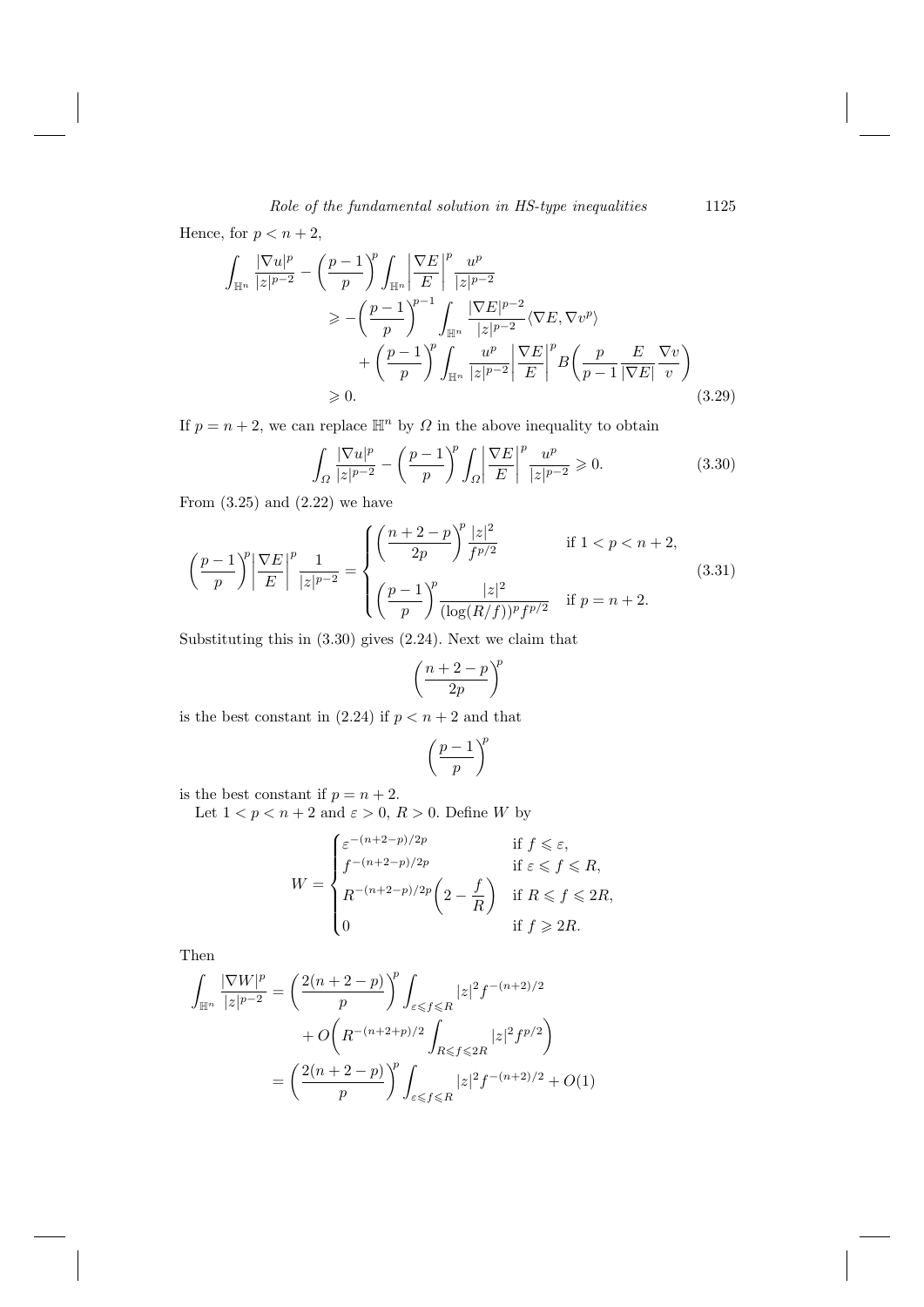Hence, for $p < n+2$,

$$
\begin{aligned}
\int_{\mathbb{H}^n} \frac{|\nabla u|^p}{|z|^{p-2}} - \left(\frac{p-1}{p}\right)^p \int_{\mathbb{H}^n} \left|\frac{\nabla E}{E}\right|^p \frac{u^p}{|z|^{p-2}} 
&\geqslant -\left(\frac{p-1}{p}\right)^{p-1} \int_{\mathbb{H}^n} \frac{|\nabla E|^{p-2}}{|z|^{p-2}} \langle \nabla E, \nabla v^p \rangle \\
&\quad + \left(\frac{p-1}{p}\right)^p \int_{\mathbb{H}^n} \frac{u^p}{|z|^{p-2}} \left|\frac{\nabla E}{E}\right|^p B\left(\frac{p}{p-1} \frac{E}{|\nabla E|} \frac{\nabla v}{v}\right) \\
&\geqslant 0. 
\end{aligned} \tag{3.29}
$$

If $p = n+2$, we can replace $\mathbb{H}^n$ by $\Omega$ in the above inequality to obtain

$$
\int_\Omega \frac{|\nabla u|^p}{|z|^{p-2}} - \left(\frac{p-1}{p}\right)^p \int_\Omega \left|\frac{\nabla E}{E}\right|^p \frac{u^p}{|z|^{p-2}} \geqslant 0. \tag{3.30}
$$

From (3.25) and (2.22) we have

$$
\left(\frac{p-1}{p}\right)^p \left|\frac{\nabla E}{E}\right|^p \frac{1}{|z|^{p-2}} = 
\begin{cases}
\left(\dfrac{n+2-p}{2p}\right)^p \dfrac{|z|^2}{f^{p/2}} & \text{if } 1 < p < n+2, \\[2ex]
\left(\dfrac{p-1}{p}\right)^p \dfrac{|z|^2}{(\log(R/f))^p f^{p/2}} & \text{if } p = n+2.
\end{cases} \tag{3.31}
$$

Substituting this in (3.30) gives (2.24). Next we claim that

$$
\left(\frac{n+2-p}{2p}\right)^p
$$

is the best constant in (2.24) if $p < n+2$ and that

$$
\left(\frac{p-1}{p}\right)^p
$$

is the best constant if $p = n+2$.

Let $1 < p < n+2$ and $\varepsilon > 0$, $R > 0$. Define $W$ by

$$
W = 
\begin{cases}
\varepsilon^{-(n+2-p)/2p} & \text{if } f \leqslant \varepsilon, \\
f^{-(n+2-p)/2p} & \text{if } \varepsilon \leqslant f \leqslant R, \\
R^{-(n+2-p)/2p}\left(2 - \dfrac{f}{R}\right) & \text{if } R \leqslant f \leqslant 2R, \\
0 & \text{if } f \geqslant 2R.
\end{cases}
$$

Then

$$
\begin{aligned}
\int_{\mathbb{H}^n} \frac{|\nabla W|^p}{|z|^{p-2}} &= \left(\frac{2(n+2-p)}{p}\right)^p \int_{\varepsilon \leqslant f \leqslant R} |z|^2 f^{-(n+2)/2} \\
&\quad + O\left(R^{-(n+2+p)/2} \int_{R \leqslant f \leqslant 2R} |z|^2 f^{p/2}\right) \\
&= \left(\frac{2(n+2-p)}{p}\right)^p \int_{\varepsilon \leqslant f \leqslant R} |z|^2 f^{-(n+2)/2} + O(1)
\end{aligned}
$$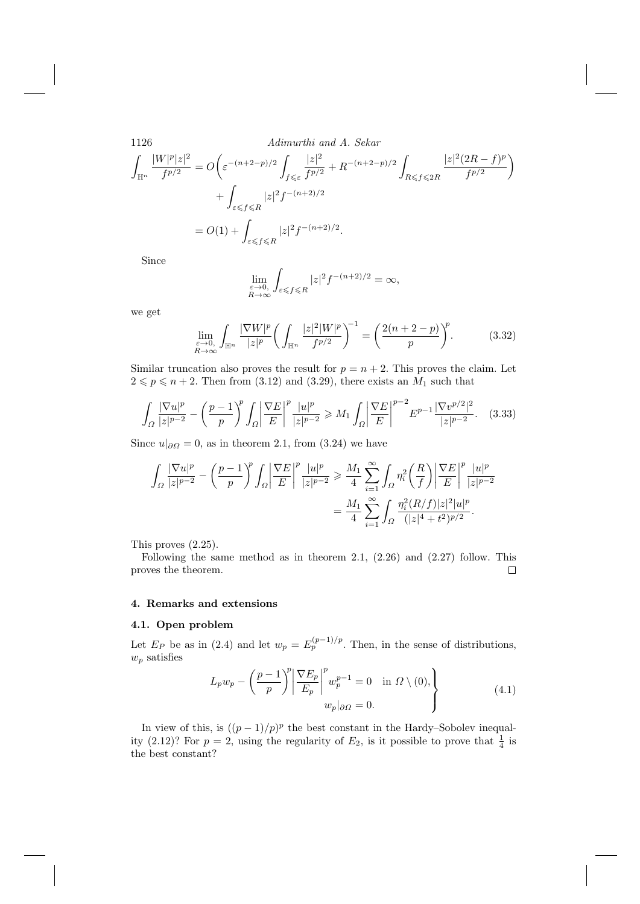$$
\begin{aligned}
\int_{\mathbb{H}^n} \frac{|W|^p|z|^2}{f^{p/2}} &= O\biggl(\varepsilon^{-(n+2-p)/2}\int_{f\leqslant\varepsilon}\frac{|z|^2}{f^{p/2}} + R^{-(n+2-p)/2}\int_{R\leqslant f\leqslant 2R}\frac{|z|^2(2R-f)^p}{f^{p/2}}\biggr) \\
&\quad + \int_{\varepsilon\leqslant f\leqslant R}|z|^2 f^{-(n+2)/2} \\
&= O(1) + \int_{\varepsilon\leqslant f\leqslant R}|z|^2 f^{-(n+2)/2}.
\end{aligned}
$$

Since

$$
\lim_{\substack{\varepsilon\to 0,\\ R\to\infty}} \int_{\varepsilon\leqslant f\leqslant R}|z|^2 f^{-(n+2)/2} = \infty,
$$

we get

$$
\lim_{\substack{\varepsilon\to 0,\\ R\to\infty}} \int_{\mathbb{H}^n}\frac{|\nabla W|^p}{|z|^p}\biggl(\int_{\mathbb{H}^n}\frac{|z|^2|W|^p}{f^{p/2}}\biggr)^{-1} = \biggl(\frac{2(n+2-p)}{p}\biggr)^p. \tag{3.32}
$$

Similar truncation also proves the result for $p = n+2$. This proves the claim. Let $2 \leqslant p \leqslant n+2$. Then from (3.12) and (3.29), there exists an $M_1$ such that

$$
\int_\Omega \frac{|\nabla u|^p}{|z|^{p-2}} - \biggl(\frac{p-1}{p}\biggr)^p \int_\Omega \biggl|\frac{\nabla E}{E}\biggr|^p \frac{|u|^p}{|z|^{p-2}} \geqslant M_1 \int_\Omega \biggl|\frac{\nabla E}{E}\biggr|^{p-2} E^{p-1}\frac{|\nabla v^{p/2}|^2}{|z|^{p-2}}. \tag{3.33}
$$

Since $u|_{\partial\Omega} = 0$, as in theorem 2.1, from (3.24) we have

$$
\begin{aligned}
\int_\Omega \frac{|\nabla u|^p}{|z|^{p-2}} - \biggl(\frac{p-1}{p}\biggr)^p \int_\Omega \biggl|\frac{\nabla E}{E}\biggr|^p \frac{|u|^p}{|z|^{p-2}} &\geqslant \frac{M_1}{4}\sum_{i=1}^\infty \int_\Omega \eta_i^2\biggl(\frac{R}{f}\biggr)\biggl|\frac{\nabla E}{E}\biggr|^p \frac{|u|^p}{|z|^{p-2}} \\
&= \frac{M_1}{4}\sum_{i=1}^\infty \int_\Omega \frac{\eta_i^2(R/f)|z|^2|u|^p}{(|z|^4+t^2)^{p/2}}.
\end{aligned}
$$

This proves (2.25).

Following the same method as in theorem 2.1, (2.26) and (2.27) follow. This proves the theorem. □

## 4. Remarks and extensions

### 4.1. Open problem

Let $E_P$ be as in (2.4) and let $w_p = E_p^{(p-1)/p}$. Then, in the sense of distributions, $w_p$ satisfies

$$
\left.
\begin{aligned}
L_p w_p - \biggl(\frac{p-1}{p}\biggr)^p \biggl|\frac{\nabla E_p}{E_p}\biggr|^p w_p^{p-1} = 0 \quad \text{in } \Omega\setminus(0),\\
w_p|_{\partial\Omega} = 0.
\end{aligned}
\right\} \tag{4.1}
$$

In view of this, is $((p-1)/p)^p$ the best constant in the Hardy–Sobolev inequality (2.12)? For $p=2$, using the regularity of $E_2$, is it possible to prove that $\frac{1}{4}$ is the best constant?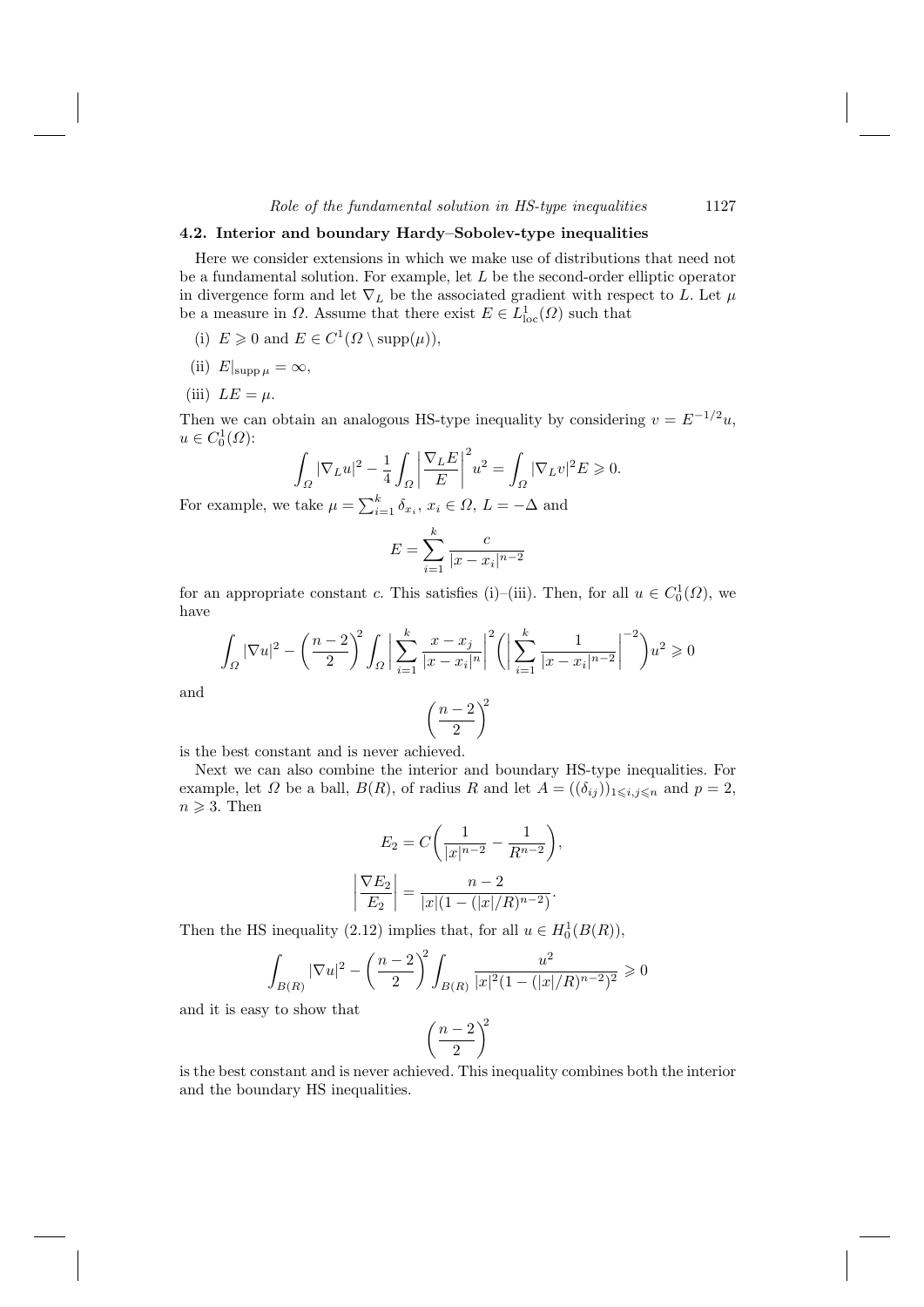### 4.2. Interior and boundary Hardy–Sobolev-type inequalities

Here we consider extensions in which we make use of distributions that need not be a fundamental solution. For example, let $L$ be the second-order elliptic operator in divergence form and let $\nabla_L$ be the associated gradient with respect to $L$. Let $\mu$ be a measure in $\Omega$. Assume that there exist $E \in L^1_{\text{loc}}(\Omega)$ such that

(i) $E \geqslant 0$ and $E \in C^1(\Omega \setminus \operatorname{supp}(\mu))$,

(ii) $E|_{\operatorname{supp}\mu} = \infty$,

(iii) $LE = \mu$.

Then we can obtain an analogous HS-type inequality by considering $v = E^{-1/2}u$, $u \in C^1_0(\Omega)$:

$$\int_\Omega |\nabla_L u|^2 - \frac{1}{4}\int_\Omega \left|\frac{\nabla_L E}{E}\right|^2 u^2 = \int_\Omega |\nabla_L v|^2 E \geqslant 0.$$

For example, we take $\mu = \sum_{i=1}^k \delta_{x_i}$, $x_i \in \Omega$, $L = -\Delta$ and

$$E = \sum_{i=1}^k \frac{c}{|x - x_i|^{n-2}}$$

for an appropriate constant $c$. This satisfies (i)–(iii). Then, for all $u \in C^1_0(\Omega)$, we have

$$\int_\Omega |\nabla u|^2 - \left(\frac{n-2}{2}\right)^2 \int_\Omega \left|\sum_{i=1}^k \frac{x - x_j}{|x - x_i|^n}\right|^2 \left(\left|\sum_{i=1}^k \frac{1}{|x - x_i|^{n-2}}\right|^{-2}\right) u^2 \geqslant 0$$

and

$$\left(\frac{n-2}{2}\right)^2$$

is the best constant and is never achieved.

Next we can also combine the interior and boundary HS-type inequalities. For example, let $\Omega$ be a ball, $B(R)$, of radius $R$ and let $A = ((\delta_{ij}))_{1 \leqslant i,j \leqslant n}$ and $p = 2$, $n \geqslant 3$. Then

$$E_2 = C\left(\frac{1}{|x|^{n-2}} - \frac{1}{R^{n-2}}\right),$$

$$\left|\frac{\nabla E_2}{E_2}\right| = \frac{n-2}{|x|(1 - (|x|/R)^{n-2})}.$$

Then the HS inequality (2.12) implies that, for all $u \in H^1_0(B(R))$,

$$\int_{B(R)} |\nabla u|^2 - \left(\frac{n-2}{2}\right)^2 \int_{B(R)} \frac{u^2}{|x|^2(1 - (|x|/R)^{n-2})^2} \geqslant 0$$

and it is easy to show that

$$\left(\frac{n-2}{2}\right)^2$$

is the best constant and is never achieved. This inequality combines both the interior and the boundary HS inequalities.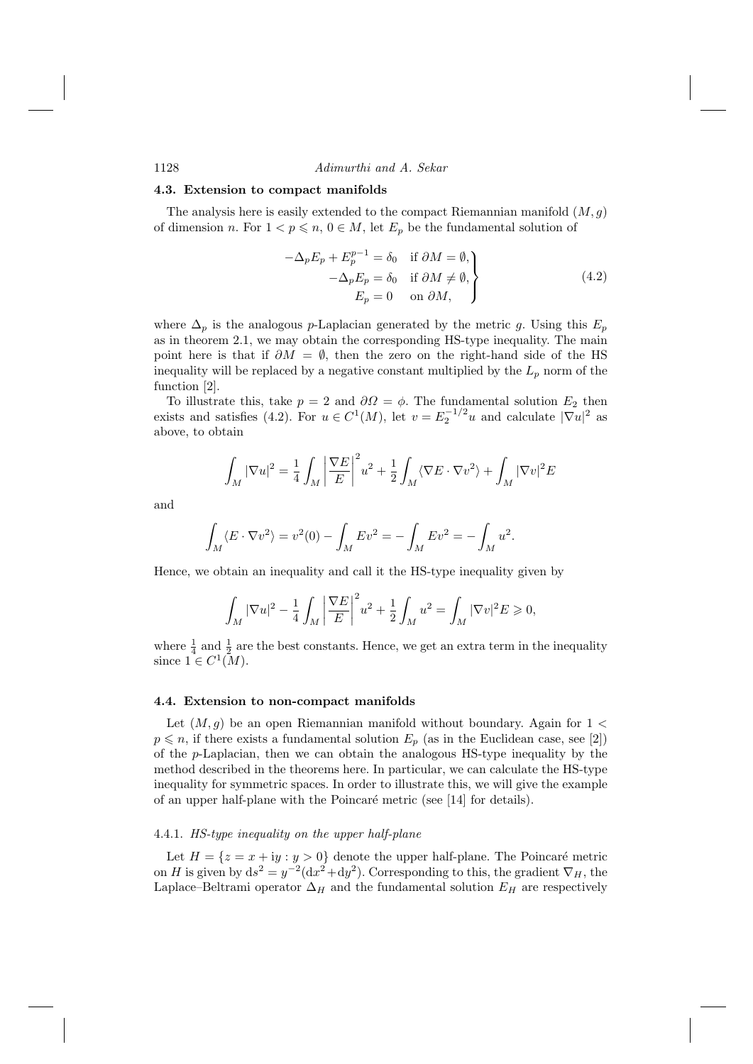### 4.3. Extension to compact manifolds

The analysis here is easily extended to the compact Riemannian manifold $(M, g)$ of dimension $n$. For $1 < p \leqslant n$, $0 \in M$, let $E_p$ be the fundamental solution of

$$\left.\begin{aligned} -\Delta_p E_p + E_p^{p-1} &= \delta_0 \quad \text{if } \partial M = \emptyset, \\ -\Delta_p E_p &= \delta_0 \quad \text{if } \partial M \neq \emptyset, \\ E_p &= 0 \quad \text{ on } \partial M, \end{aligned}\right\} \tag{4.2}$$

where $\Delta_p$ is the analogous $p$-Laplacian generated by the metric $g$. Using this $E_p$ as in theorem 2.1, we may obtain the corresponding HS-type inequality. The main point here is that if $\partial M = \emptyset$, then the zero on the right-hand side of the HS inequality will be replaced by a negative constant multiplied by the $L_p$ norm of the function [2].

To illustrate this, take $p = 2$ and $\partial\Omega = \phi$. The fundamental solution $E_2$ then exists and satisfies (4.2). For $u \in C^1(M)$, let $v = E_2^{-1/2} u$ and calculate $|\nabla u|^2$ as above, to obtain

$$\int_M |\nabla u|^2 = \frac{1}{4} \int_M \left|\frac{\nabla E}{E}\right|^2 u^2 + \frac{1}{2} \int_M \langle \nabla E \cdot \nabla v^2 \rangle + \int_M |\nabla v|^2 E$$

and

$$\int_M \langle E \cdot \nabla v^2 \rangle = v^2(0) - \int_M E v^2 = -\int_M E v^2 = -\int_M u^2.$$

Hence, we obtain an inequality and call it the HS-type inequality given by

$$\int_M |\nabla u|^2 - \frac{1}{4} \int_M \left|\frac{\nabla E}{E}\right|^2 u^2 + \frac{1}{2} \int_M u^2 = \int_M |\nabla v|^2 E \geqslant 0,$$

where $\frac{1}{4}$ and $\frac{1}{2}$ are the best constants. Hence, we get an extra term in the inequality since $1 \in C^1(M)$.

### 4.4. Extension to non-compact manifolds

Let $(M, g)$ be an open Riemannian manifold without boundary. Again for $1 < p \leqslant n$, if there exists a fundamental solution $E_p$ (as in the Euclidean case, see [2]) of the $p$-Laplacian, then we can obtain the analogous HS-type inequality by the method described in the theorems here. In particular, we can calculate the HS-type inequality for symmetric spaces. In order to illustrate this, we will give the example of an upper half-plane with the Poincaré metric (see [14] for details).

#### 4.4.1. *HS-type inequality on the upper half-plane*

Let $H = \{z = x + \mathrm{i}y : y > 0\}$ denote the upper half-plane. The Poincaré metric on $H$ is given by $\mathrm{d}s^2 = y^{-2}(\mathrm{d}x^2 + \mathrm{d}y^2)$. Corresponding to this, the gradient $\nabla_H$, the Laplace–Beltrami operator $\Delta_H$ and the fundamental solution $E_H$ are respectively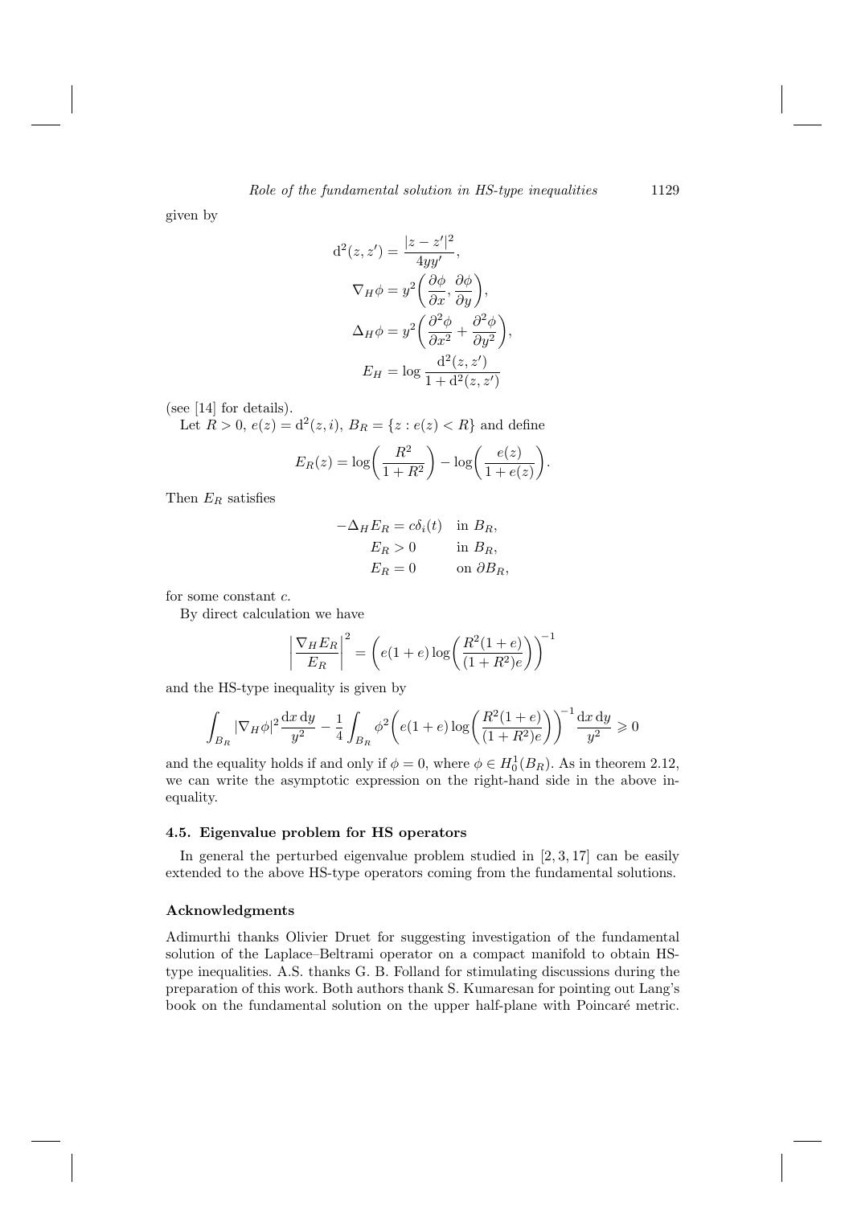given by

$$
\begin{aligned}
\mathrm{d}^2(z, z') &= \frac{|z - z'|^2}{4yy'}, \\
\nabla_H \phi &= y^2 \bigg( \frac{\partial \phi}{\partial x}, \frac{\partial \phi}{\partial y} \bigg), \\
\Delta_H \phi &= y^2 \bigg( \frac{\partial^2 \phi}{\partial x^2} + \frac{\partial^2 \phi}{\partial y^2} \bigg), \\
E_H &= \log \frac{\mathrm{d}^2(z, z')}{1 + \mathrm{d}^2(z, z')}
\end{aligned}
$$

(see [14] for details).

Let $R > 0$, $e(z) = \mathrm{d}^2(z, i)$, $B_R = \{z : e(z) < R\}$ and define

$$
E_R(z) = \log\bigg( \frac{R^2}{1 + R^2} \bigg) - \log\bigg( \frac{e(z)}{1 + e(z)} \bigg).
$$

Then $E_R$ satisfies

$$
\begin{aligned}
-\Delta_H E_R &= c\delta_i(t) \quad \text{in } B_R, \\
E_R &> 0 \qquad \text{in } B_R, \\
E_R &= 0 \qquad \text{on } \partial B_R,
\end{aligned}
$$

for some constant $c$.

By direct calculation we have

$$
\bigg| \frac{\nabla_H E_R}{E_R} \bigg|^2 = \bigg( e(1 + e) \log\bigg( \frac{R^2(1 + e)}{(1 + R^2)e} \bigg) \bigg)^{-1}
$$

and the HS-type inequality is given by

$$
\int_{B_R} |\nabla_H \phi|^2 \frac{\mathrm{d}x\,\mathrm{d}y}{y^2} - \frac{1}{4} \int_{B_R} \phi^2 \bigg( e(1 + e) \log\bigg( \frac{R^2(1 + e)}{(1 + R^2)e} \bigg) \bigg)^{-1} \frac{\mathrm{d}x\,\mathrm{d}y}{y^2} \geqslant 0
$$

and the equality holds if and only if $\phi = 0$, where $\phi \in H_0^1(B_R)$. As in theorem 2.12, we can write the asymptotic expression on the right-hand side in the above inequality.

### 4.5. Eigenvalue problem for HS operators

In general the perturbed eigenvalue problem studied in [2, 3, 17] can be easily extended to the above HS-type operators coming from the fundamental solutions.

### Acknowledgments

Adimurthi thanks Olivier Druet for suggesting investigation of the fundamental solution of the Laplace–Beltrami operator on a compact manifold to obtain HS-type inequalities. A.S. thanks G. B. Folland for stimulating discussions during the preparation of this work. Both authors thank S. Kumaresan for pointing out Lang's book on the fundamental solution on the upper half-plane with Poincaré metric.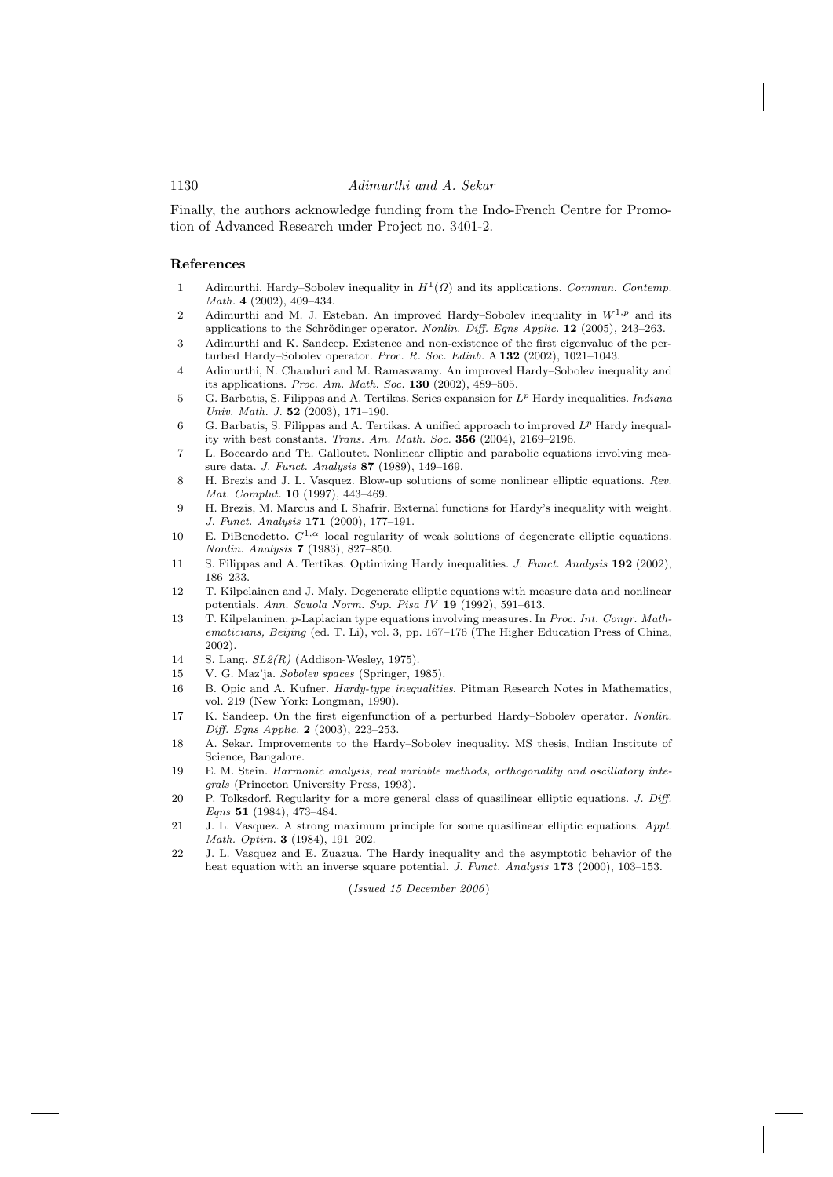Finally, the authors acknowledge funding from the Indo-French Centre for Promotion of Advanced Research under Project no. 3401-2.

## References

1. Adimurthi. Hardy–Sobolev inequality in $H^1(\Omega)$ and its applications. *Commun. Contemp. Math.* **4** (2002), 409–434.
2. Adimurthi and M. J. Esteban. An improved Hardy–Sobolev inequality in $W^{1,p}$ and its applications to the Schrödinger operator. *Nonlin. Diff. Eqns Applic.* **12** (2005), 243–263.
3. Adimurthi and K. Sandeep. Existence and non-existence of the first eigenvalue of the perturbed Hardy–Sobolev operator. *Proc. R. Soc. Edinb.* A **132** (2002), 1021–1043.
4. Adimurthi, N. Chauduri and M. Ramaswamy. An improved Hardy–Sobolev inequality and its applications. *Proc. Am. Math. Soc.* **130** (2002), 489–505.
5. G. Barbatis, S. Filippas and A. Tertikas. Series expansion for $L^p$ Hardy inequalities. *Indiana Univ. Math. J.* **52** (2003), 171–190.
6. G. Barbatis, S. Filippas and A. Tertikas. A unified approach to improved $L^p$ Hardy inequality with best constants. *Trans. Am. Math. Soc.* **356** (2004), 2169–2196.
7. L. Boccardo and Th. Galloutet. Nonlinear elliptic and parabolic equations involving measure data. *J. Funct. Analysis* **87** (1989), 149–169.
8. H. Brezis and J. L. Vasquez. Blow-up solutions of some nonlinear elliptic equations. *Rev. Mat. Complut.* **10** (1997), 443–469.
9. H. Brezis, M. Marcus and I. Shafrir. External functions for Hardy's inequality with weight. *J. Funct. Analysis* **171** (2000), 177–191.
10. E. DiBenedetto. $C^{1,\alpha}$ local regularity of weak solutions of degenerate elliptic equations. *Nonlin. Analysis* **7** (1983), 827–850.
11. S. Filippas and A. Tertikas. Optimizing Hardy inequalities. *J. Funct. Analysis* **192** (2002), 186–233.
12. T. Kilpelainen and J. Maly. Degenerate elliptic equations with measure data and nonlinear potentials. *Ann. Scuola Norm. Sup. Pisa IV* **19** (1992), 591–613.
13. T. Kilpelaninen. $p$-Laplacian type equations involving measures. In *Proc. Int. Congr. Mathematicians, Beijing* (ed. T. Li), vol. 3, pp. 167–176 (The Higher Education Press of China, 2002).
14. S. Lang. *SL2(R)* (Addison-Wesley, 1975).
15. V. G. Maz'ja. *Sobolev spaces* (Springer, 1985).
16. B. Opic and A. Kufner. *Hardy-type inequalities*. Pitman Research Notes in Mathematics, vol. 219 (New York: Longman, 1990).
17. K. Sandeep. On the first eigenfunction of a perturbed Hardy–Sobolev operator. *Nonlin. Diff. Eqns Applic.* **2** (2003), 223–253.
18. A. Sekar. Improvements to the Hardy–Sobolev inequality. MS thesis, Indian Institute of Science, Bangalore.
19. E. M. Stein. *Harmonic analysis, real variable methods, orthogonality and oscillatory integrals* (Princeton University Press, 1993).
20. P. Tolksdorf. Regularity for a more general class of quasilinear elliptic equations. *J. Diff. Eqns* **51** (1984), 473–484.
21. J. L. Vasquez. A strong maximum principle for some quasilinear elliptic equations. *Appl. Math. Optim.* **3** (1984), 191–202.
22. J. L. Vasquez and E. Zuazua. The Hardy inequality and the asymptotic behavior of the heat equation with an inverse square potential. *J. Funct. Analysis* **173** (2000), 103–153.

(*Issued 15 December 2006*)